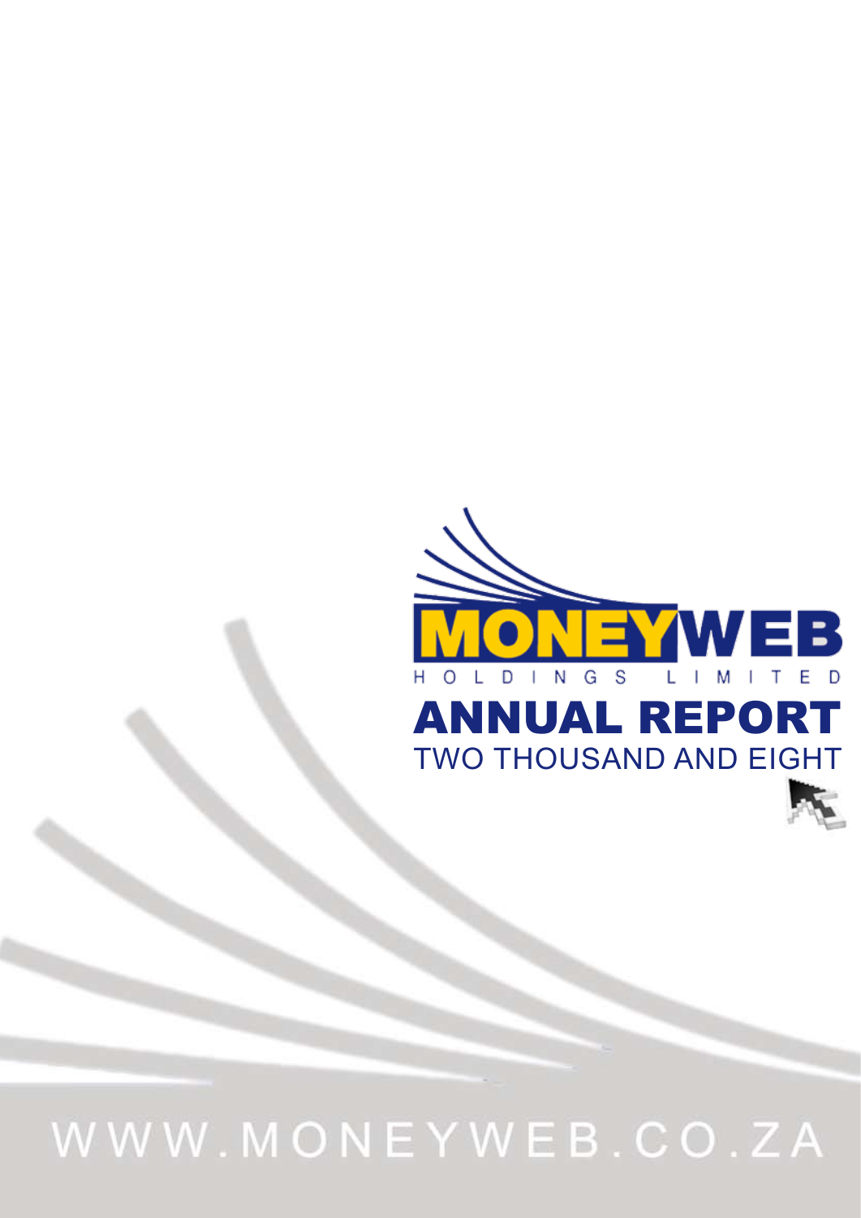# MONEYWEB

HOLDINGS LIMITED

# ANNUAL REPORT

TWO THOUSAND AND EIGHT

WWW.MONEYWEB.CO.ZA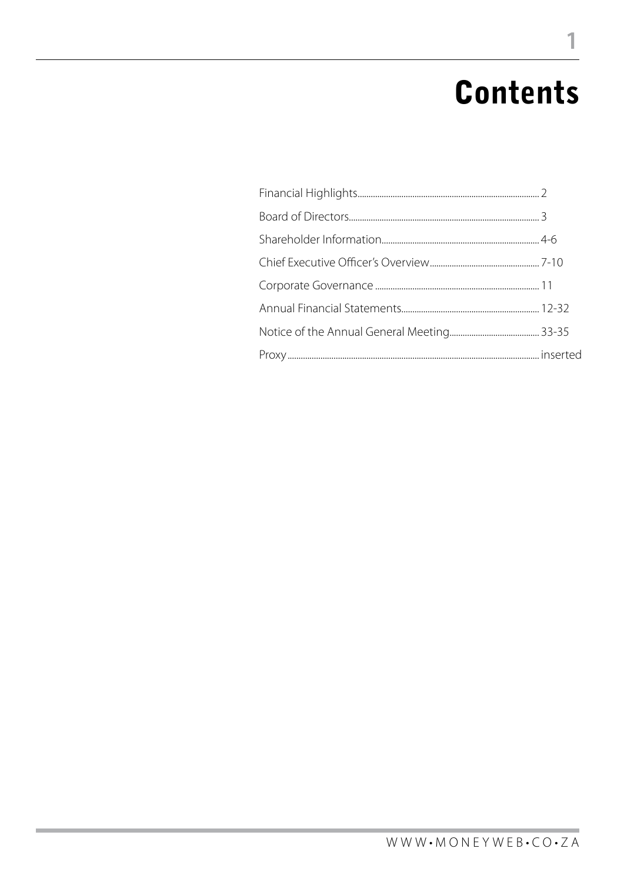# Contents

| | |
|---|---|
| Financial Highlights | 2 |
| Board of Directors | 3 |
| Shareholder Information | 4-6 |
| Chief Executive Officer's Overview | 7-10 |
| Corporate Governance | 11 |
| Annual Financial Statements | 12-32 |
| Notice of the Annual General Meeting | 33-35 |
| Proxy | inserted |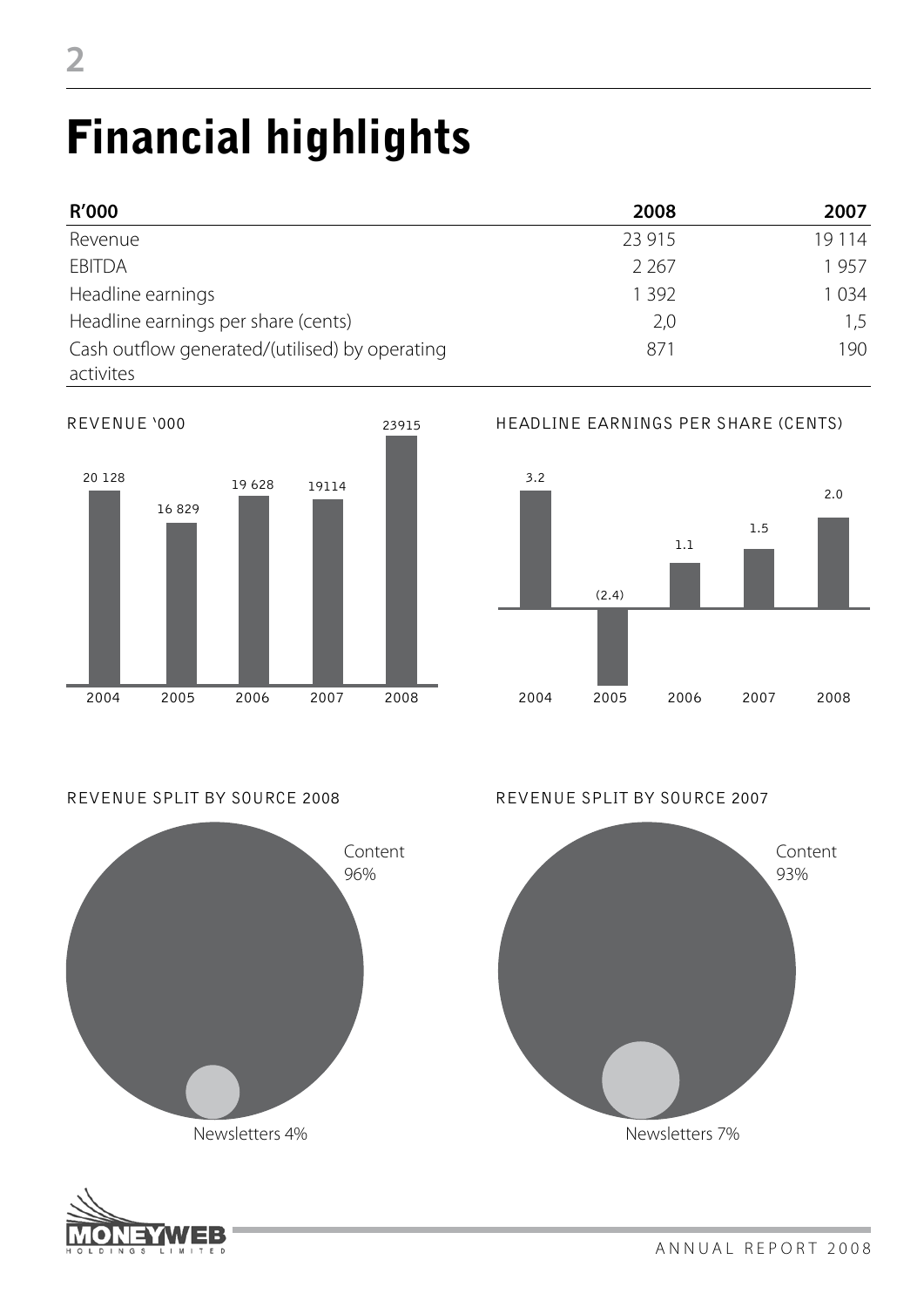# Financial highlights

| R'000 | 2008 | 2007 |
|---|---|---|
| Revenue | 23 915 | 19 114 |
| EBITDA | 2 267 | 1 957 |
| Headline earnings | 1 392 | 1 034 |
| Headline earnings per share (cents) | 2,0 | 1,5 |
| Cash outflow generated/(utilised) by operating activites | 871 | 190 |

REVENUE '000

| 2004 | 2005 | 2006 | 2007 | 2008 |
|---|---|---|---|---|
| 20 128 | 16 829 | 19 628 | 19114 | 23915 |

HEADLINE EARNINGS PER SHARE (CENTS)

| 2004 | 2005 | 2006 | 2007 | 2008 |
|---|---|---|---|---|
| 3.2 | (2.4) | 1.1 | 1.5 | 2.0 |

REVENUE SPLIT BY SOURCE 2008

Content 96%

Newsletters 4%

REVENUE SPLIT BY SOURCE 2007

Content 93%

Newsletters 7%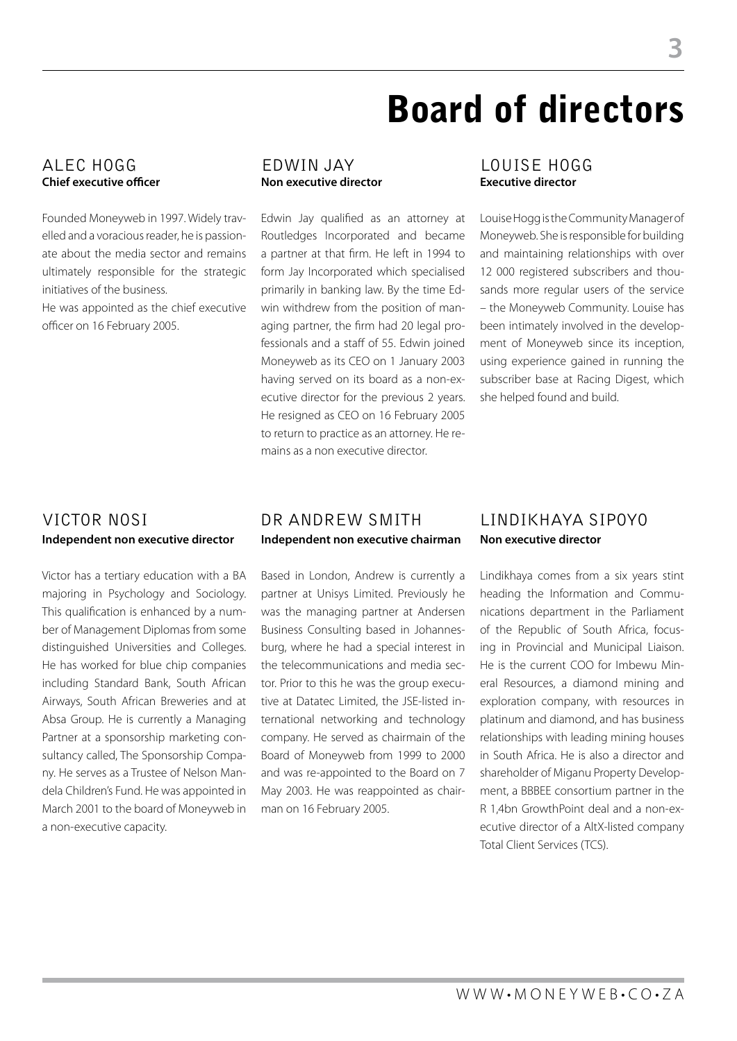# Board of directors

## ALEC HOGG
**Chief executive officer**

Founded Moneyweb in 1997. Widely travelled and a voracious reader, he is passionate about the media sector and remains ultimately responsible for the strategic initiatives of the business.

He was appointed as the chief executive officer on 16 February 2005.

## EDWIN JAY
**Non executive director**

Edwin Jay qualified as an attorney at Routledges Incorporated and became a partner at that firm. He left in 1994 to form Jay Incorporated which specialised primarily in banking law. By the time Edwin withdrew from the position of managing partner, the firm had 20 legal professionals and a staff of 55. Edwin joined Moneyweb as its CEO on 1 January 2003 having served on its board as a non-executive director for the previous 2 years. He resigned as CEO on 16 February 2005 to return to practice as an attorney. He remains as a non executive director.

## LOUISE HOGG
**Executive director**

Louise Hogg is the Community Manager of Moneyweb. She is responsible for building and maintaining relationships with over 12 000 registered subscribers and thousands more regular users of the service – the Moneyweb Community. Louise has been intimately involved in the development of Moneyweb since its inception, using experience gained in running the subscriber base at Racing Digest, which she helped found and build.

## VICTOR NOSI
**Independent non executive director**

Victor has a tertiary education with a BA majoring in Psychology and Sociology. This qualification is enhanced by a number of Management Diplomas from some distinguished Universities and Colleges. He has worked for blue chip companies including Standard Bank, South African Airways, South African Breweries and at Absa Group. He is currently a Managing Partner at a sponsorship marketing consultancy called, The Sponsorship Company. He serves as a Trustee of Nelson Mandela Children's Fund. He was appointed in March 2001 to the board of Moneyweb in a non-executive capacity.

## DR ANDREW SMITH
**Independent non executive chairman**

Based in London, Andrew is currently a partner at Unisys Limited. Previously he was the managing partner at Andersen Business Consulting based in Johannesburg, where he had a special interest in the telecommunications and media sector. Prior to this he was the group executive at Datatec Limited, the JSE-listed international networking and technology company. He served as chairmain of the Board of Moneyweb from 1999 to 2000 and was re-appointed to the Board on 7 May 2003. He was reappointed as chairman on 16 February 2005.

## LINDIKHAYA SIPOYO
**Non executive director**

Lindikhaya comes from a six years stint heading the Information and Communications department in the Parliament of the Republic of South Africa, focusing in Provincial and Municipal Liaison. He is the current COO for Imbewu Mineral Resources, a diamond mining and exploration company, with resources in platinum and diamond, and has business relationships with leading mining houses in South Africa. He is also a director and shareholder of Miganu Property Development, a BBBEE consortium partner in the R 1,4bn GrowthPoint deal and a non-executive director of a AltX-listed company Total Client Services (TCS).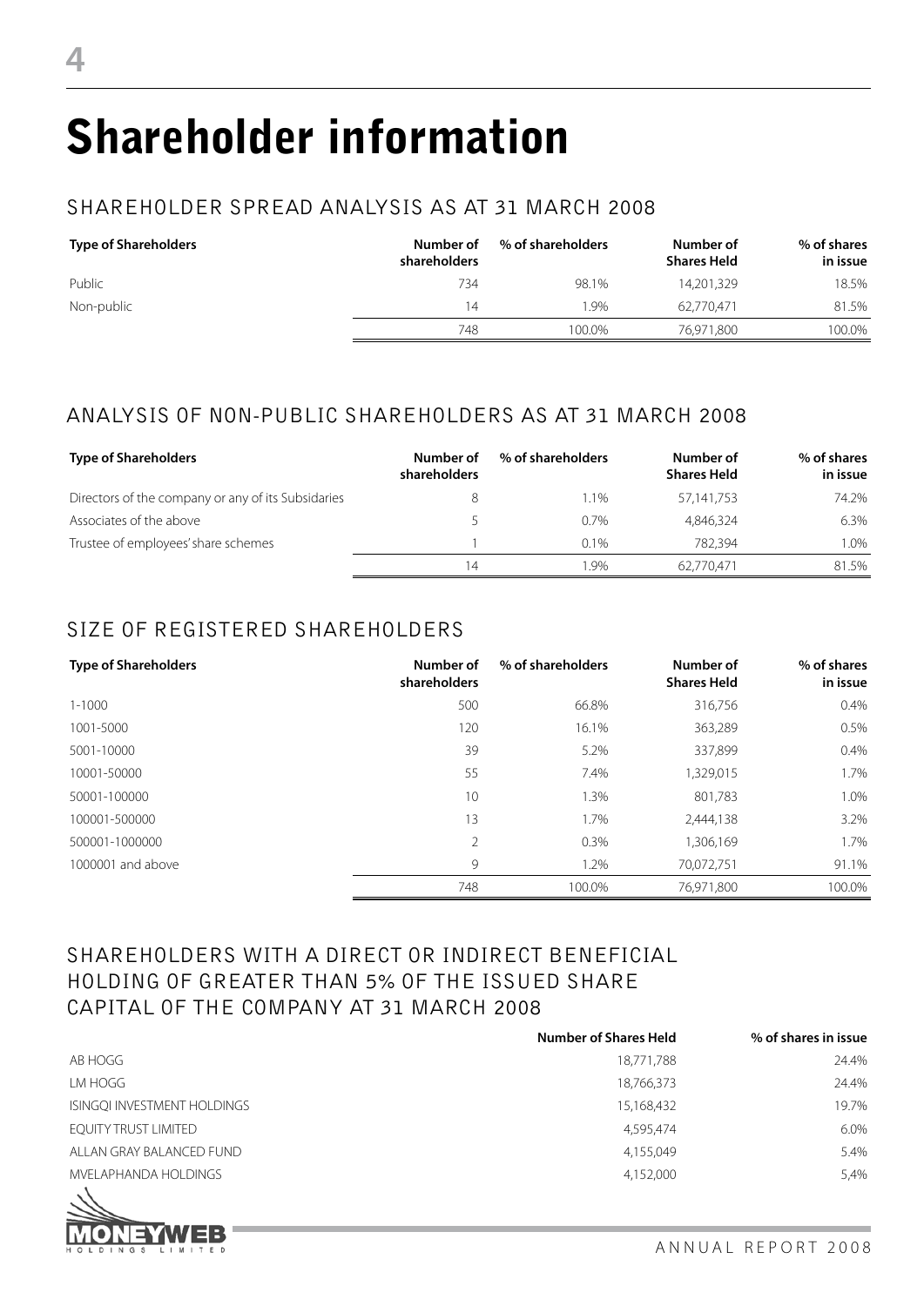# Shareholder information

## SHAREHOLDER SPREAD ANALYSIS AS AT 31 MARCH 2008

| Type of Shareholders | Number of shareholders | % of shareholders | Number of Shares Held | % of shares in issue |
|---|---|---|---|---|
| Public | 734 | 98.1% | 14,201,329 | 18.5% |
| Non-public | 14 | 1.9% | 62,770,471 | 81.5% |
| | 748 | 100.0% | 76,971,800 | 100.0% |

## ANALYSIS OF NON-PUBLIC SHAREHOLDERS AS AT 31 MARCH 2008

| Type of Shareholders | Number of shareholders | % of shareholders | Number of Shares Held | % of shares in issue |
|---|---|---|---|---|
| Directors of the company or any of its Subsidaries | 8 | 1.1% | 57,141,753 | 74.2% |
| Associates of the above | 5 | 0.7% | 4,846,324 | 6.3% |
| Trustee of employees' share schemes | 1 | 0.1% | 782,394 | 1.0% |
| | 14 | 1.9% | 62,770,471 | 81.5% |

## SIZE OF REGISTERED SHAREHOLDERS

| Type of Shareholders | Number of shareholders | % of shareholders | Number of Shares Held | % of shares in issue |
|---|---|---|---|---|
| 1-1000 | 500 | 66.8% | 316,756 | 0.4% |
| 1001-5000 | 120 | 16.1% | 363,289 | 0.5% |
| 5001-10000 | 39 | 5.2% | 337,899 | 0.4% |
| 10001-50000 | 55 | 7.4% | 1,329,015 | 1.7% |
| 50001-100000 | 10 | 1.3% | 801,783 | 1.0% |
| 100001-500000 | 13 | 1.7% | 2,444,138 | 3.2% |
| 500001-1000000 | 2 | 0.3% | 1,306,169 | 1.7% |
| 1000001 and above | 9 | 1.2% | 70,072,751 | 91.1% |
| | 748 | 100.0% | 76,971,800 | 100.0% |

## SHAREHOLDERS WITH A DIRECT OR INDIRECT BENEFICIAL HOLDING OF GREATER THAN 5% OF THE ISSUED SHARE CAPITAL OF THE COMPANY AT 31 MARCH 2008

| | Number of Shares Held | % of shares in issue |
|---|---|---|
| AB HOGG | 18,771,788 | 24.4% |
| LM HOGG | 18,766,373 | 24.4% |
| ISINGQI INVESTMENT HOLDINGS | 15,168,432 | 19.7% |
| EQUITY TRUST LIMITED | 4,595,474 | 6.0% |
| ALLAN GRAY BALANCED FUND | 4,155,049 | 5.4% |
| MVELAPHANDA HOLDINGS | 4,152,000 | 5,4% |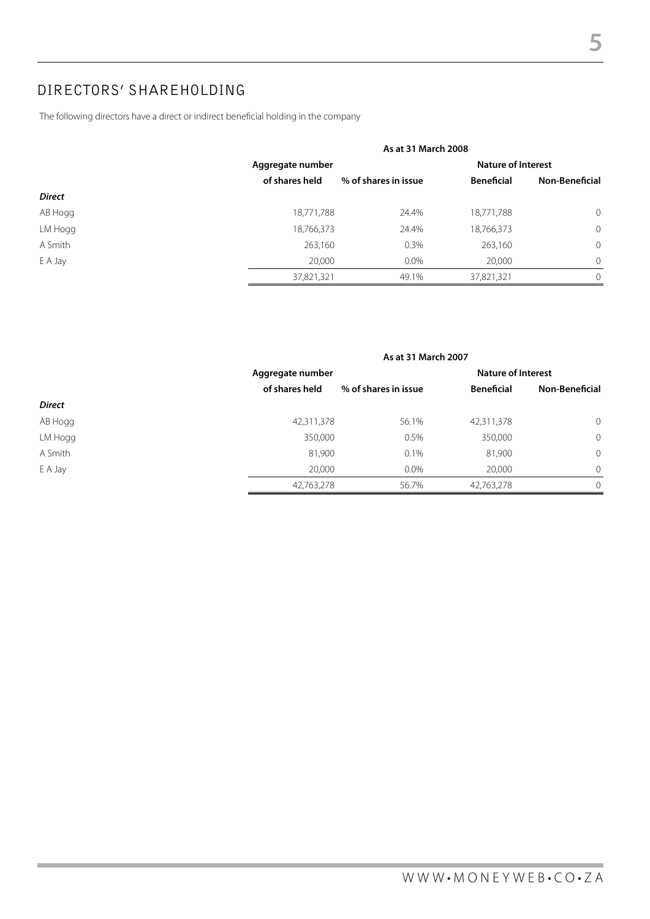## DIRECTORS' SHAREHOLDING

The following directors have a direct or indirect beneficial holding in the company

| | As at 31 March 2008 | | | |
|---|---|---|---|---|
| | Aggregate number | | Nature of Interest | |
| | of shares held | % of shares in issue | Beneficial | Non-Beneficial |
| ***Direct*** | | | | |
| AB Hogg | 18,771,788 | 24.4% | 18,771,788 | 0 |
| LM Hogg | 18,766,373 | 24.4% | 18,766,373 | 0 |
| A Smith | 263,160 | 0.3% | 263,160 | 0 |
| E A Jay | 20,000 | 0.0% | 20,000 | 0 |
| | 37,821,321 | 49.1% | 37,821,321 | 0 |

| | As at 31 March 2007 | | | |
|---|---|---|---|---|
| | Aggregate number | | Nature of Interest | |
| | of shares held | % of shares in issue | Beneficial | Non-Beneficial |
| ***Direct*** | | | | |
| AB Hogg | 42,311,378 | 56.1% | 42,311,378 | 0 |
| LM Hogg | 350,000 | 0.5% | 350,000 | 0 |
| A Smith | 81,900 | 0.1% | 81,900 | 0 |
| E A Jay | 20,000 | 0.0% | 20,000 | 0 |
| | 42,763,278 | 56.7% | 42,763,278 | 0 |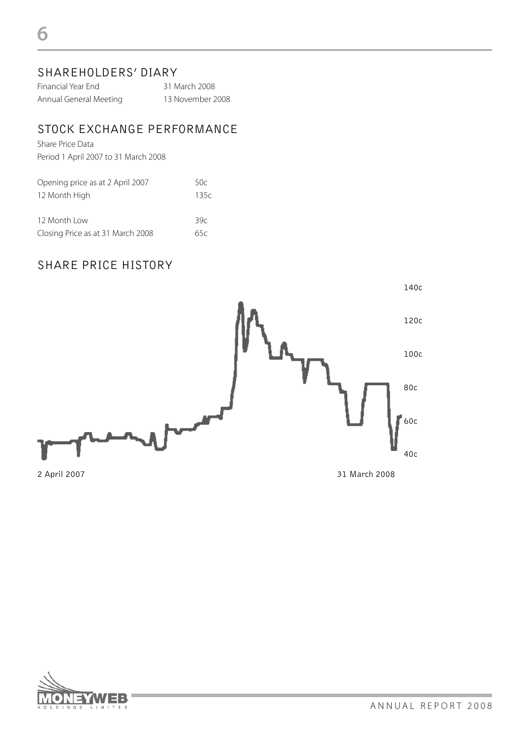## SHAREHOLDERS' DIARY

| | |
|---|---|
| Financial Year End | 31 March 2008 |
| Annual General Meeting | 13 November 2008 |

## STOCK EXCHANGE PERFORMANCE

Share Price Data

Period 1 April 2007 to 31 March 2008

| | |
|---|---|
| Opening price as at 2 April 2007 | 50c |
| 12 Month High | 135c |
| 12 Month Low | 39c |
| Closing Price as at 31 March 2008 | 65c |

## SHARE PRICE HISTORY

140c
120c
100c
80c
60c
40c

2 April 2007 31 March 2008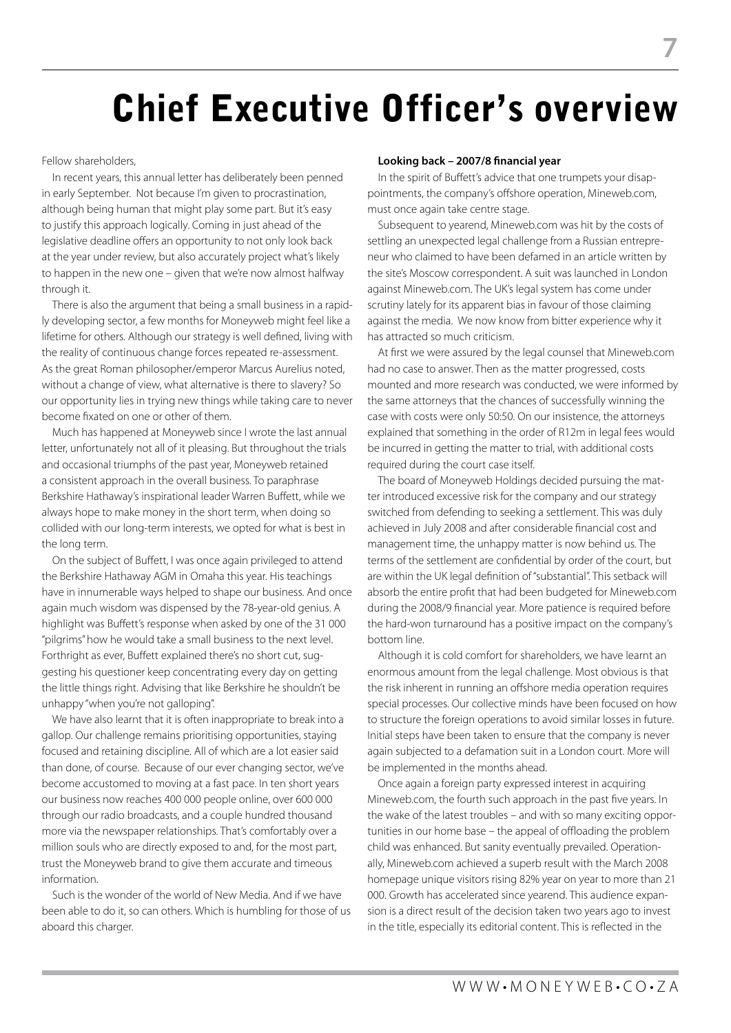# Chief Executive Officer's overview

Fellow shareholders,

In recent years, this annual letter has deliberately been penned in early September. Not because I'm given to procrastination, although being human that might play some part. But it's easy to justify this approach logically. Coming in just ahead of the legislative deadline offers an opportunity to not only look back at the year under review, but also accurately project what's likely to happen in the new one – given that we're now almost halfway through it.

There is also the argument that being a small business in a rapidly developing sector, a few months for Moneyweb might feel like a lifetime for others. Although our strategy is well defined, living with the reality of continuous change forces repeated re-assessment. As the great Roman philosopher/emperor Marcus Aurelius noted, without a change of view, what alternative is there to slavery? So our opportunity lies in trying new things while taking care to never become fixated on one or other of them.

Much has happened at Moneyweb since I wrote the last annual letter, unfortunately not all of it pleasing. But throughout the trials and occasional triumphs of the past year, Moneyweb retained a consistent approach in the overall business. To paraphrase Berkshire Hathaway's inspirational leader Warren Buffett, while we always hope to make money in the short term, when doing so collided with our long-term interests, we opted for what is best in the long term.

On the subject of Buffett, I was once again privileged to attend the Berkshire Hathaway AGM in Omaha this year. His teachings have in innumerable ways helped to shape our business. And once again much wisdom was dispensed by the 78-year-old genius. A highlight was Buffett's response when asked by one of the 31 000 "pilgrims" how he would take a small business to the next level. Forthright as ever, Buffett explained there's no short cut, suggesting his questioner keep concentrating every day on getting the little things right. Advising that like Berkshire he shouldn't be unhappy "when you're not galloping".

We have also learnt that it is often inappropriate to break into a gallop. Our challenge remains prioritising opportunities, staying focused and retaining discipline. All of which are a lot easier said than done, of course. Because of our ever changing sector, we've become accustomed to moving at a fast pace. In ten short years our business now reaches 400 000 people online, over 600 000 through our radio broadcasts, and a couple hundred thousand more via the newspaper relationships. That's comfortably over a million souls who are directly exposed to and, for the most part, trust the Moneyweb brand to give them accurate and timeous information.

Such is the wonder of the world of New Media. And if we have been able to do it, so can others. Which is humbling for those of us aboard this charger.

**Looking back – 2007/8 financial year**

In the spirit of Buffett's advice that one trumpets your disappointments, the company's offshore operation, Mineweb.com, must once again take centre stage.

Subsequent to yearend, Mineweb.com was hit by the costs of settling an unexpected legal challenge from a Russian entrepreneur who claimed to have been defamed in an article written by the site's Moscow correspondent. A suit was launched in London against Mineweb.com. The UK's legal system has come under scrutiny lately for its apparent bias in favour of those claiming against the media. We now know from bitter experience why it has attracted so much criticism.

At first we were assured by the legal counsel that Mineweb.com had no case to answer. Then as the matter progressed, costs mounted and more research was conducted, we were informed by the same attorneys that the chances of successfully winning the case with costs were only 50:50. On our insistence, the attorneys explained that something in the order of R12m in legal fees would be incurred in getting the matter to trial, with additional costs required during the court case itself.

The board of Moneyweb Holdings decided pursuing the matter introduced excessive risk for the company and our strategy switched from defending to seeking a settlement. This was duly achieved in July 2008 and after considerable financial cost and management time, the unhappy matter is now behind us. The terms of the settlement are confidential by order of the court, but are within the UK legal definition of "substantial". This setback will absorb the entire profit that had been budgeted for Mineweb.com during the 2008/9 financial year. More patience is required before the hard-won turnaround has a positive impact on the company's bottom line.

Although it is cold comfort for shareholders, we have learnt an enormous amount from the legal challenge. Most obvious is that the risk inherent in running an offshore media operation requires special processes. Our collective minds have been focused on how to structure the foreign operations to avoid similar losses in future. Initial steps have been taken to ensure that the company is never again subjected to a defamation suit in a London court. More will be implemented in the months ahead.

Once again a foreign party expressed interest in acquiring Mineweb.com, the fourth such approach in the past five years. In the wake of the latest troubles – and with so many exciting opportunities in our home base – the appeal of offloading the problem child was enhanced. But sanity eventually prevailed. Operationally, Mineweb.com achieved a superb result with the March 2008 homepage unique visitors rising 82% year on year to more than 21 000. Growth has accelerated since yearend. This audience expansion is a direct result of the decision taken two years ago to invest in the title, especially its editorial content. This is reflected in the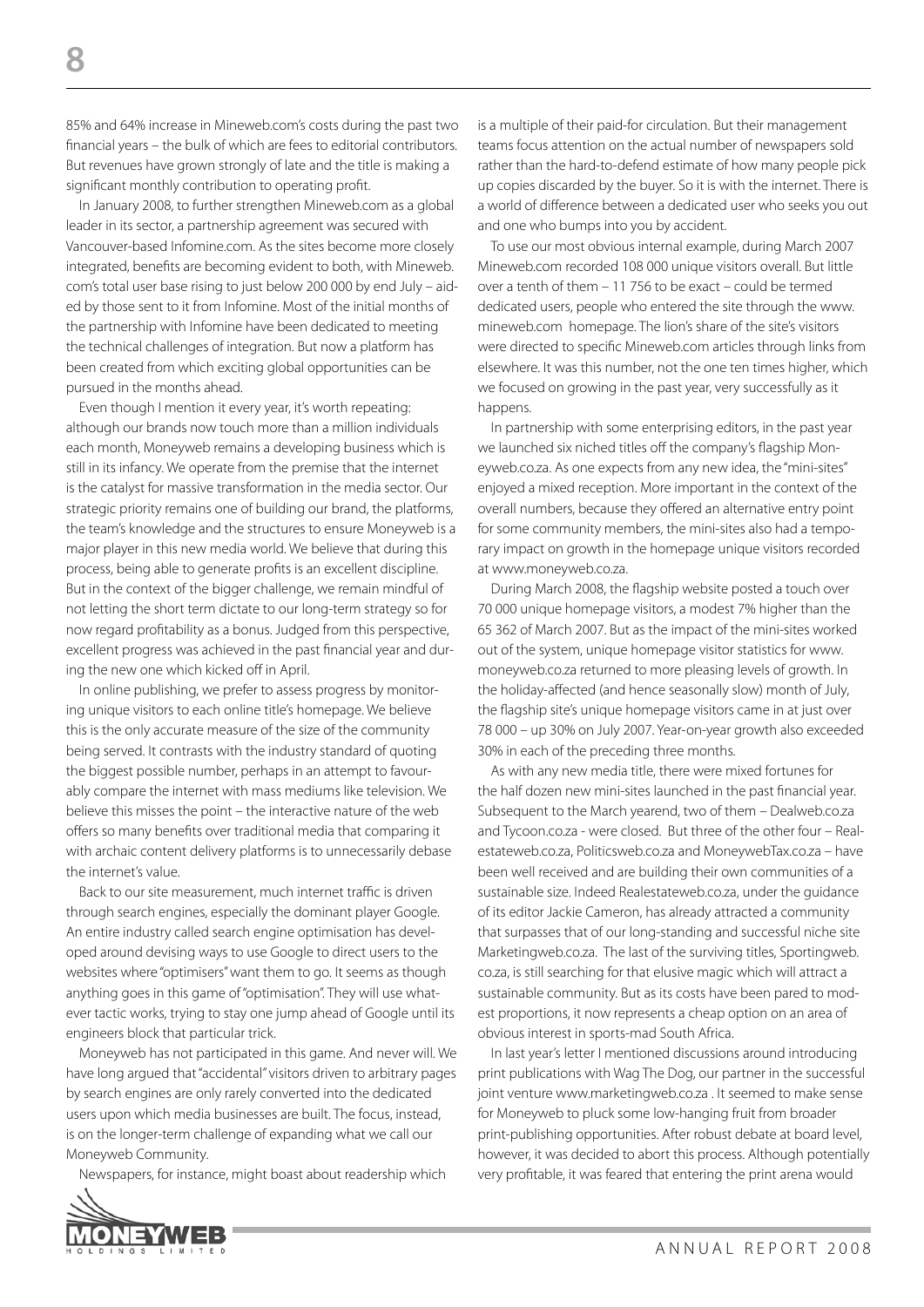85% and 64% increase in Mineweb.com's costs during the past two financial years – the bulk of which are fees to editorial contributors. But revenues have grown strongly of late and the title is making a significant monthly contribution to operating profit.

In January 2008, to further strengthen Mineweb.com as a global leader in its sector, a partnership agreement was secured with Vancouver-based Infomine.com. As the sites become more closely integrated, benefits are becoming evident to both, with Mineweb.com's total user base rising to just below 200 000 by end July – aided by those sent to it from Infomine. Most of the initial months of the partnership with Infomine have been dedicated to meeting the technical challenges of integration. But now a platform has been created from which exciting global opportunities can be pursued in the months ahead.

Even though I mention it every year, it's worth repeating: although our brands now touch more than a million individuals each month, Moneyweb remains a developing business which is still in its infancy. We operate from the premise that the internet is the catalyst for massive transformation in the media sector. Our strategic priority remains one of building our brand, the platforms, the team's knowledge and the structures to ensure Moneyweb is a major player in this new media world. We believe that during this process, being able to generate profits is an excellent discipline. But in the context of the bigger challenge, we remain mindful of not letting the short term dictate to our long-term strategy so for now regard profitability as a bonus. Judged from this perspective, excellent progress was achieved in the past financial year and during the new one which kicked off in April.

In online publishing, we prefer to assess progress by monitoring unique visitors to each online title's homepage. We believe this is the only accurate measure of the size of the community being served. It contrasts with the industry standard of quoting the biggest possible number, perhaps in an attempt to favourably compare the internet with mass mediums like television. We believe this misses the point – the interactive nature of the web offers so many benefits over traditional media that comparing it with archaic content delivery platforms is to unnecessarily debase the internet's value.

Back to our site measurement, much internet traffic is driven through search engines, especially the dominant player Google. An entire industry called search engine optimisation has developed around devising ways to use Google to direct users to the websites where "optimisers" want them to go. It seems as though anything goes in this game of "optimisation". They will use whatever tactic works, trying to stay one jump ahead of Google until its engineers block that particular trick.

Moneyweb has not participated in this game. And never will. We have long argued that "accidental" visitors driven to arbitrary pages by search engines are only rarely converted into the dedicated users upon which media businesses are built. The focus, instead, is on the longer-term challenge of expanding what we call our Moneyweb Community.

Newspapers, for instance, might boast about readership which is a multiple of their paid-for circulation. But their management teams focus attention on the actual number of newspapers sold rather than the hard-to-defend estimate of how many people pick up copies discarded by the buyer. So it is with the internet. There is a world of difference between a dedicated user who seeks you out and one who bumps into you by accident.

To use our most obvious internal example, during March 2007 Mineweb.com recorded 108 000 unique visitors overall. But little over a tenth of them – 11 756 to be exact – could be termed dedicated users, people who entered the site through the www.mineweb.com homepage. The lion's share of the site's visitors were directed to specific Mineweb.com articles through links from elsewhere. It was this number, not the one ten times higher, which we focused on growing in the past year, very successfully as it happens.

In partnership with some enterprising editors, in the past year we launched six niched titles off the company's flagship Moneyweb.co.za. As one expects from any new idea, the "mini-sites" enjoyed a mixed reception. More important in the context of the overall numbers, because they offered an alternative entry point for some community members, the mini-sites also had a temporary impact on growth in the homepage unique visitors recorded at www.moneyweb.co.za.

During March 2008, the flagship website posted a touch over 70 000 unique homepage visitors, a modest 7% higher than the 65 362 of March 2007. But as the impact of the mini-sites worked out of the system, unique homepage visitor statistics for www.moneyweb.co.za returned to more pleasing levels of growth. In the holiday-affected (and hence seasonally slow) month of July, the flagship site's unique homepage visitors came in at just over 78 000 – up 30% on July 2007. Year-on-year growth also exceeded 30% in each of the preceding three months.

As with any new media title, there were mixed fortunes for the half dozen new mini-sites launched in the past financial year. Subsequent to the March yearend, two of them – Dealweb.co.za and Tycoon.co.za - were closed. But three of the other four – Realestateweb.co.za, Politicsweb.co.za and MoneywebTax.co.za – have been well received and are building their own communities of a sustainable size. Indeed Realestateweb.co.za, under the guidance of its editor Jackie Cameron, has already attracted a community that surpasses that of our long-standing and successful niche site Marketingweb.co.za. The last of the surviving titles, Sportingweb.co.za, is still searching for that elusive magic which will attract a sustainable community. But as its costs have been pared to modest proportions, it now represents a cheap option on an area of obvious interest in sports-mad South Africa.

In last year's letter I mentioned discussions around introducing print publications with Wag The Dog, our partner in the successful joint venture www.marketingweb.co.za . It seemed to make sense for Moneyweb to pluck some low-hanging fruit from broader print-publishing opportunities. After robust debate at board level, however, it was decided to abort this process. Although potentially very profitable, it was feared that entering the print arena would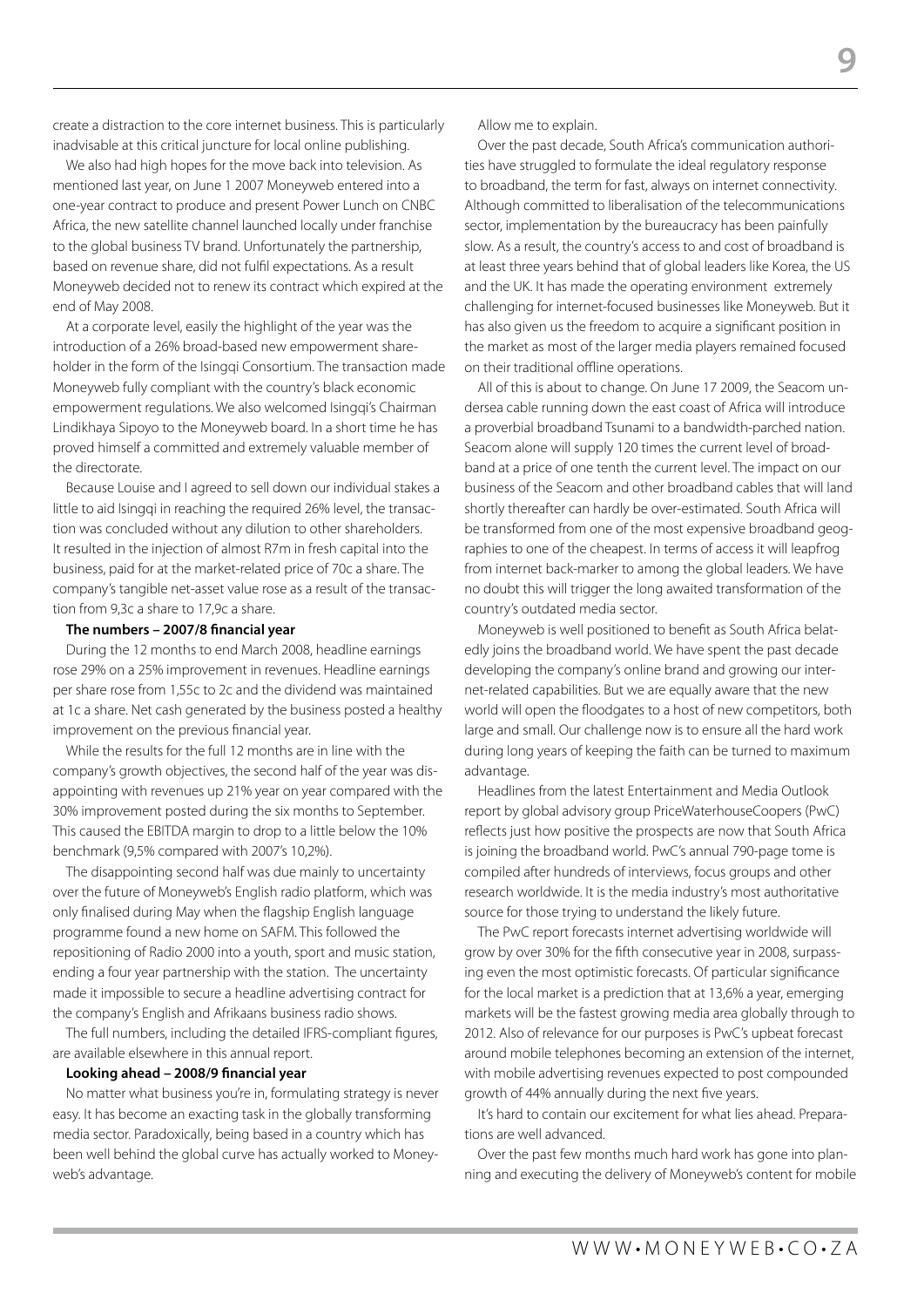create a distraction to the core internet business. This is particularly inadvisable at this critical juncture for local online publishing.

We also had high hopes for the move back into television. As mentioned last year, on June 1 2007 Moneyweb entered into a one-year contract to produce and present Power Lunch on CNBC Africa, the new satellite channel launched locally under franchise to the global business TV brand. Unfortunately the partnership, based on revenue share, did not fulfil expectations. As a result Moneyweb decided not to renew its contract which expired at the end of May 2008.

At a corporate level, easily the highlight of the year was the introduction of a 26% broad-based new empowerment shareholder in the form of the Isingqi Consortium. The transaction made Moneyweb fully compliant with the country's black economic empowerment regulations. We also welcomed Isingqi's Chairman Lindikhaya Sipoyo to the Moneyweb board. In a short time he has proved himself a committed and extremely valuable member of the directorate.

Because Louise and I agreed to sell down our individual stakes a little to aid Isingqi in reaching the required 26% level, the transaction was concluded without any dilution to other shareholders. It resulted in the injection of almost R7m in fresh capital into the business, paid for at the market-related price of 70c a share. The company's tangible net-asset value rose as a result of the transaction from 9,3c a share to 17,9c a share.

**The numbers – 2007/8 financial year**

During the 12 months to end March 2008, headline earnings rose 29% on a 25% improvement in revenues. Headline earnings per share rose from 1,55c to 2c and the dividend was maintained at 1c a share. Net cash generated by the business posted a healthy improvement on the previous financial year.

While the results for the full 12 months are in line with the company's growth objectives, the second half of the year was disappointing with revenues up 21% year on year compared with the 30% improvement posted during the six months to September. This caused the EBITDA margin to drop to a little below the 10% benchmark (9,5% compared with 2007's 10,2%).

The disappointing second half was due mainly to uncertainty over the future of Moneyweb's English radio platform, which was only finalised during May when the flagship English language programme found a new home on SAFM. This followed the repositioning of Radio 2000 into a youth, sport and music station, ending a four year partnership with the station. The uncertainty made it impossible to secure a headline advertising contract for the company's English and Afrikaans business radio shows.

The full numbers, including the detailed IFRS-compliant figures, are available elsewhere in this annual report.

**Looking ahead – 2008/9 financial year**

No matter what business you're in, formulating strategy is never easy. It has become an exacting task in the globally transforming media sector. Paradoxically, being based in a country which has been well behind the global curve has actually worked to Moneyweb's advantage.

Allow me to explain.

Over the past decade, South Africa's communication authorities have struggled to formulate the ideal regulatory response to broadband, the term for fast, always on internet connectivity. Although committed to liberalisation of the telecommunications sector, implementation by the bureaucracy has been painfully slow. As a result, the country's access to and cost of broadband is at least three years behind that of global leaders like Korea, the US and the UK. It has made the operating environment extremely challenging for internet-focused businesses like Moneyweb. But it has also given us the freedom to acquire a significant position in the market as most of the larger media players remained focused on their traditional offline operations.

All of this is about to change. On June 17 2009, the Seacom undersea cable running down the east coast of Africa will introduce a proverbial broadband Tsunami to a bandwidth-parched nation. Seacom alone will supply 120 times the current level of broadband at a price of one tenth the current level. The impact on our business of the Seacom and other broadband cables that will land shortly thereafter can hardly be over-estimated. South Africa will be transformed from one of the most expensive broadband geographies to one of the cheapest. In terms of access it will leapfrog from internet back-marker to among the global leaders. We have no doubt this will trigger the long awaited transformation of the country's outdated media sector.

Moneyweb is well positioned to benefit as South Africa belatedly joins the broadband world. We have spent the past decade developing the company's online brand and growing our internet-related capabilities. But we are equally aware that the new world will open the floodgates to a host of new competitors, both large and small. Our challenge now is to ensure all the hard work during long years of keeping the faith can be turned to maximum advantage.

Headlines from the latest Entertainment and Media Outlook report by global advisory group PriceWaterhouseCoopers (PwC) reflects just how positive the prospects are now that South Africa is joining the broadband world. PwC's annual 790-page tome is compiled after hundreds of interviews, focus groups and other research worldwide. It is the media industry's most authoritative source for those trying to understand the likely future.

The PwC report forecasts internet advertising worldwide will grow by over 30% for the fifth consecutive year in 2008, surpassing even the most optimistic forecasts. Of particular significance for the local market is a prediction that at 13,6% a year, emerging markets will be the fastest growing media area globally through to 2012. Also of relevance for our purposes is PwC's upbeat forecast around mobile telephones becoming an extension of the internet, with mobile advertising revenues expected to post compounded growth of 44% annually during the next five years.

It's hard to contain our excitement for what lies ahead. Preparations are well advanced.

Over the past few months much hard work has gone into planning and executing the delivery of Moneyweb's content for mobile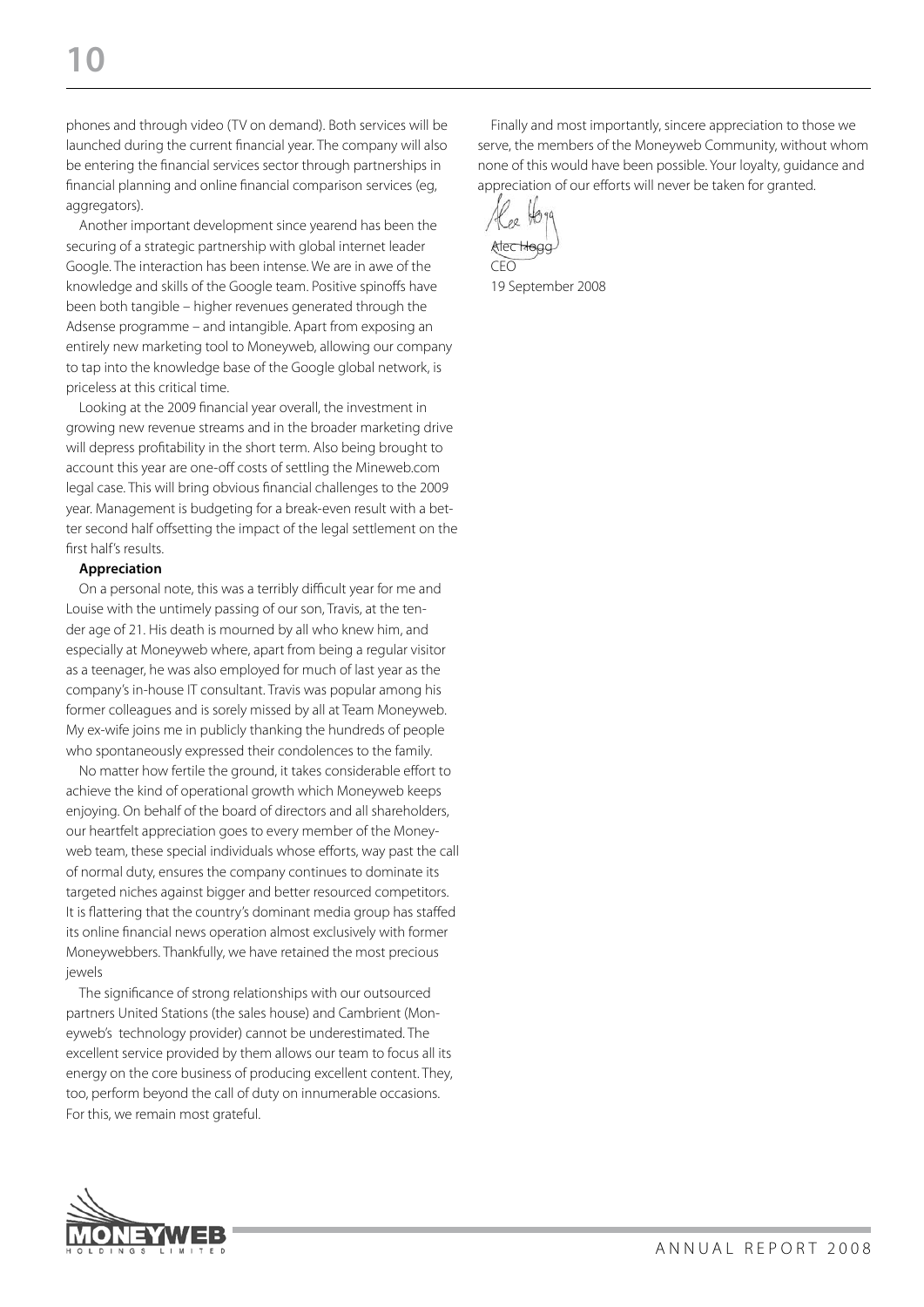phones and through video (TV on demand). Both services will be launched during the current financial year. The company will also be entering the financial services sector through partnerships in financial planning and online financial comparison services (eg, aggregators).

Another important development since yearend has been the securing of a strategic partnership with global internet leader Google. The interaction has been intense. We are in awe of the knowledge and skills of the Google team. Positive spinoffs have been both tangible – higher revenues generated through the Adsense programme – and intangible. Apart from exposing an entirely new marketing tool to Moneyweb, allowing our company to tap into the knowledge base of the Google global network, is priceless at this critical time.

Looking at the 2009 financial year overall, the investment in growing new revenue streams and in the broader marketing drive will depress profitability in the short term. Also being brought to account this year are one-off costs of settling the Mineweb.com legal case. This will bring obvious financial challenges to the 2009 year. Management is budgeting for a break-even result with a better second half offsetting the impact of the legal settlement on the first half's results.

**Appreciation**

On a personal note, this was a terribly difficult year for me and Louise with the untimely passing of our son, Travis, at the tender age of 21. His death is mourned by all who knew him, and especially at Moneyweb where, apart from being a regular visitor as a teenager, he was also employed for much of last year as the company's in-house IT consultant. Travis was popular among his former colleagues and is sorely missed by all at Team Moneyweb. My ex-wife joins me in publicly thanking the hundreds of people who spontaneously expressed their condolences to the family.

No matter how fertile the ground, it takes considerable effort to achieve the kind of operational growth which Moneyweb keeps enjoying. On behalf of the board of directors and all shareholders, our heartfelt appreciation goes to every member of the Moneyweb team, these special individuals whose efforts, way past the call of normal duty, ensures the company continues to dominate its targeted niches against bigger and better resourced competitors. It is flattering that the country's dominant media group has staffed its online financial news operation almost exclusively with former Moneywebbers. Thankfully, we have retained the most precious jewels

The significance of strong relationships with our outsourced partners United Stations (the sales house) and Cambrient (Moneyweb's technology provider) cannot be underestimated. The excellent service provided by them allows our team to focus all its energy on the core business of producing excellent content. They, too, perform beyond the call of duty on innumerable occasions. For this, we remain most grateful.

Finally and most importantly, sincere appreciation to those we serve, the members of the Moneyweb Community, without whom none of this would have been possible. Your loyalty, guidance and appreciation of our efforts will never be taken for granted.

Alec Hogg
CEO
19 September 2008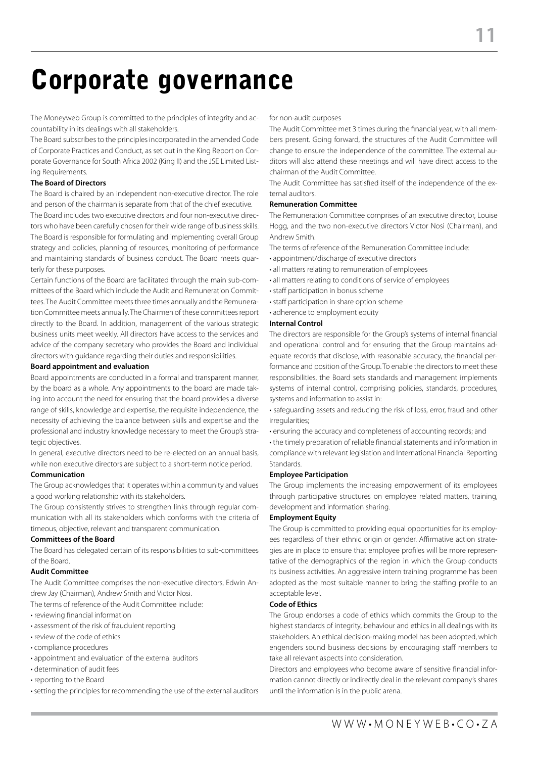# Corporate governance

The Moneyweb Group is committed to the principles of integrity and accountability in its dealings with all stakeholders.

The Board subscribes to the principles incorporated in the amended Code of Corporate Practices and Conduct, as set out in the King Report on Corporate Governance for South Africa 2002 (King II) and the JSE Limited Listing Requirements.

**The Board of Directors**

The Board is chaired by an independent non-executive director. The role and person of the chairman is separate from that of the chief executive.

The Board includes two executive directors and four non-executive directors who have been carefully chosen for their wide range of business skills. The Board is responsible for formulating and implementing overall Group strategy and policies, planning of resources, monitoring of performance and maintaining standards of business conduct. The Board meets quarterly for these purposes.

Certain functions of the Board are facilitated through the main sub-committees of the Board which include the Audit and Remuneration Committees. The Audit Committee meets three times annually and the Remuneration Committee meets annually. The Chairmen of these committees report directly to the Board. In addition, management of the various strategic business units meet weekly. All directors have access to the services and advice of the company secretary who provides the Board and individual directors with guidance regarding their duties and responsibilities.

**Board appointment and evaluation**

Board appointments are conducted in a formal and transparent manner, by the board as a whole. Any appointments to the board are made taking into account the need for ensuring that the board provides a diverse range of skills, knowledge and expertise, the requisite independence, the necessity of achieving the balance between skills and expertise and the professional and industry knowledge necessary to meet the Group's strategic objectives.

In general, executive directors need to be re-elected on an annual basis, while non executive directors are subject to a short-term notice period.

**Communication**

The Group acknowledges that it operates within a community and values a good working relationship with its stakeholders.

The Group consistently strives to strengthen links through regular communication with all its stakeholders which conforms with the criteria of timeous, objective, relevant and transparent communication.

**Committees of the Board**

The Board has delegated certain of its responsibilities to sub-committees of the Board.

**Audit Committee**

The Audit Committee comprises the non-executive directors, Edwin Andrew Jay (Chairman), Andrew Smith and Victor Nosi.

The terms of reference of the Audit Committee include:

- reviewing financial information
- assessment of the risk of fraudulent reporting
- review of the code of ethics
- compliance procedures
- appointment and evaluation of the external auditors
- determination of audit fees
- reporting to the Board
- setting the principles for recommending the use of the external auditors for non-audit purposes

The Audit Committee met 3 times during the financial year, with all members present. Going forward, the structures of the Audit Committee will change to ensure the independence of the committee. The external auditors will also attend these meetings and will have direct access to the chairman of the Audit Committee.

The Audit Committee has satisfied itself of the independence of the external auditors.

**Remuneration Committee**

The Remuneration Committee comprises of an executive director, Louise Hogg, and the two non-executive directors Victor Nosi (Chairman), and Andrew Smith.

The terms of reference of the Remuneration Committee include:

- appointment/discharge of executive directors
- all matters relating to remuneration of employees
- all matters relating to conditions of service of employees
- staff participation in bonus scheme
- staff participation in share option scheme
- adherence to employment equity

**Internal Control**

The directors are responsible for the Group's systems of internal financial and operational control and for ensuring that the Group maintains adequate records that disclose, with reasonable accuracy, the financial performance and position of the Group. To enable the directors to meet these responsibilities, the Board sets standards and management implements systems of internal control, comprising policies, standards, procedures, systems and information to assist in:

- safeguarding assets and reducing the risk of loss, error, fraud and other irregularities;
- ensuring the accuracy and completeness of accounting records; and
- the timely preparation of reliable financial statements and information in compliance with relevant legislation and International Financial Reporting Standards.

**Employee Participation**

The Group implements the increasing empowerment of its employees through participative structures on employee related matters, training, development and information sharing.

**Employment Equity**

The Group is committed to providing equal opportunities for its employees regardless of their ethnic origin or gender. Affirmative action strategies are in place to ensure that employee profiles will be more representative of the demographics of the region in which the Group conducts its business activities. An aggressive intern training programme has been adopted as the most suitable manner to bring the staffing profile to an acceptable level.

**Code of Ethics**

The Group endorses a code of ethics which commits the Group to the highest standards of integrity, behaviour and ethics in all dealings with its stakeholders. An ethical decision-making model has been adopted, which engenders sound business decisions by encouraging staff members to take all relevant aspects into consideration.

Directors and employees who become aware of sensitive financial information cannot directly or indirectly deal in the relevant company's shares until the information is in the public arena.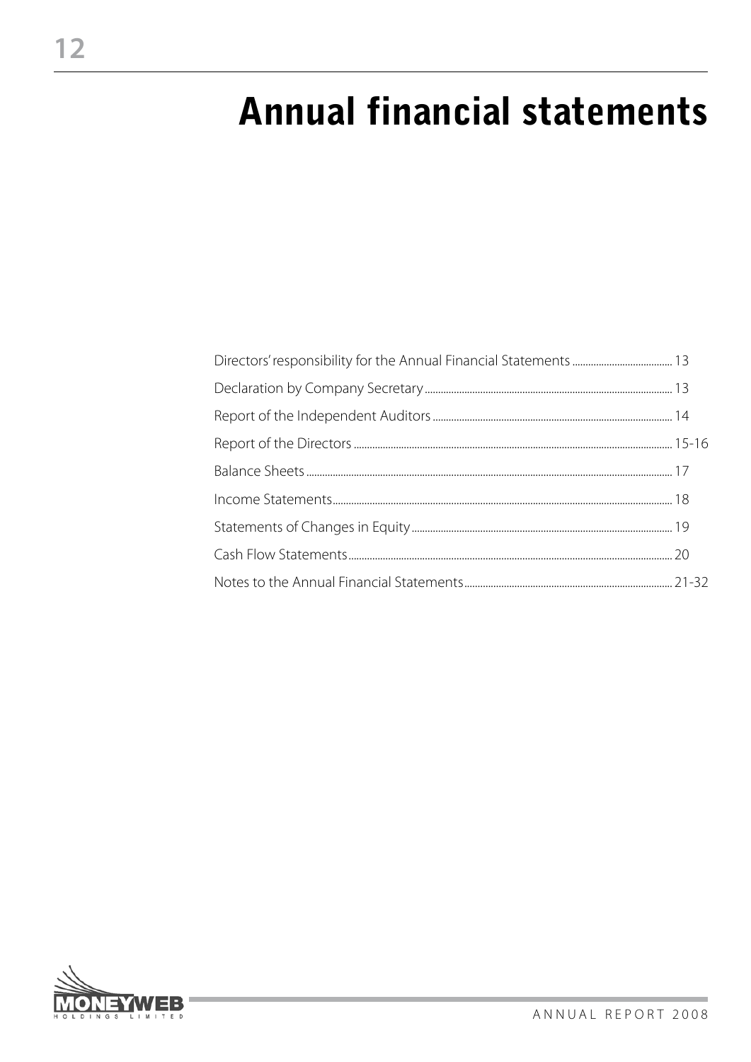# Annual financial statements

| | |
|---|---|
| Directors' responsibility for the Annual Financial Statements | 13 |
| Declaration by Company Secretary | 13 |
| Report of the Independent Auditors | 14 |
| Report of the Directors | 15-16 |
| Balance Sheets | 17 |
| Income Statements | 18 |
| Statements of Changes in Equity | 19 |
| Cash Flow Statements | 20 |
| Notes to the Annual Financial Statements | 21-32 |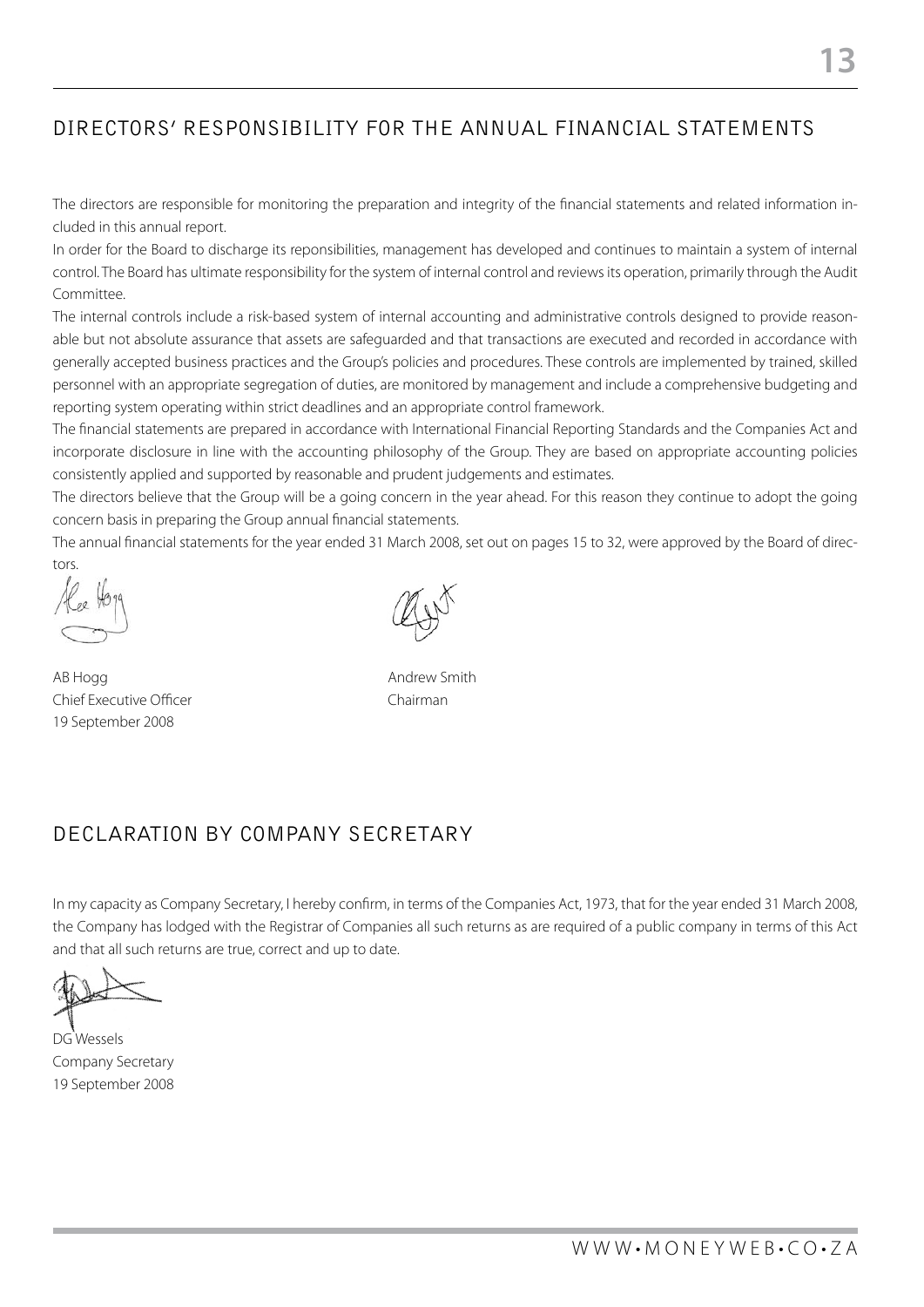## DIRECTORS' RESPONSIBILITY FOR THE ANNUAL FINANCIAL STATEMENTS

The directors are responsible for monitoring the preparation and integrity of the financial statements and related information included in this annual report.

In order for the Board to discharge its reponsibilities, management has developed and continues to maintain a system of internal control. The Board has ultimate responsibility for the system of internal control and reviews its operation, primarily through the Audit Committee.

The internal controls include a risk-based system of internal accounting and administrative controls designed to provide reasonable but not absolute assurance that assets are safeguarded and that transactions are executed and recorded in accordance with generally accepted business practices and the Group's policies and procedures. These controls are implemented by trained, skilled personnel with an appropriate segregation of duties, are monitored by management and include a comprehensive budgeting and reporting system operating within strict deadlines and an appropriate control framework.

The financial statements are prepared in accordance with International Financial Reporting Standards and the Companies Act and incorporate disclosure in line with the accounting philosophy of the Group. They are based on appropriate accounting policies consistently applied and supported by reasonable and prudent judgements and estimates.

The directors believe that the Group will be a going concern in the year ahead. For this reason they continue to adopt the going concern basis in preparing the Group annual financial statements.

The annual financial statements for the year ended 31 March 2008, set out on pages 15 to 32, were approved by the Board of directors.

AB Hogg
Chief Executive Officer
19 September 2008

Andrew Smith
Chairman

## DECLARATION BY COMPANY SECRETARY

In my capacity as Company Secretary, I hereby confirm, in terms of the Companies Act, 1973, that for the year ended 31 March 2008, the Company has lodged with the Registrar of Companies all such returns as are required of a public company in terms of this Act and that all such returns are true, correct and up to date.

DG Wessels
Company Secretary
19 September 2008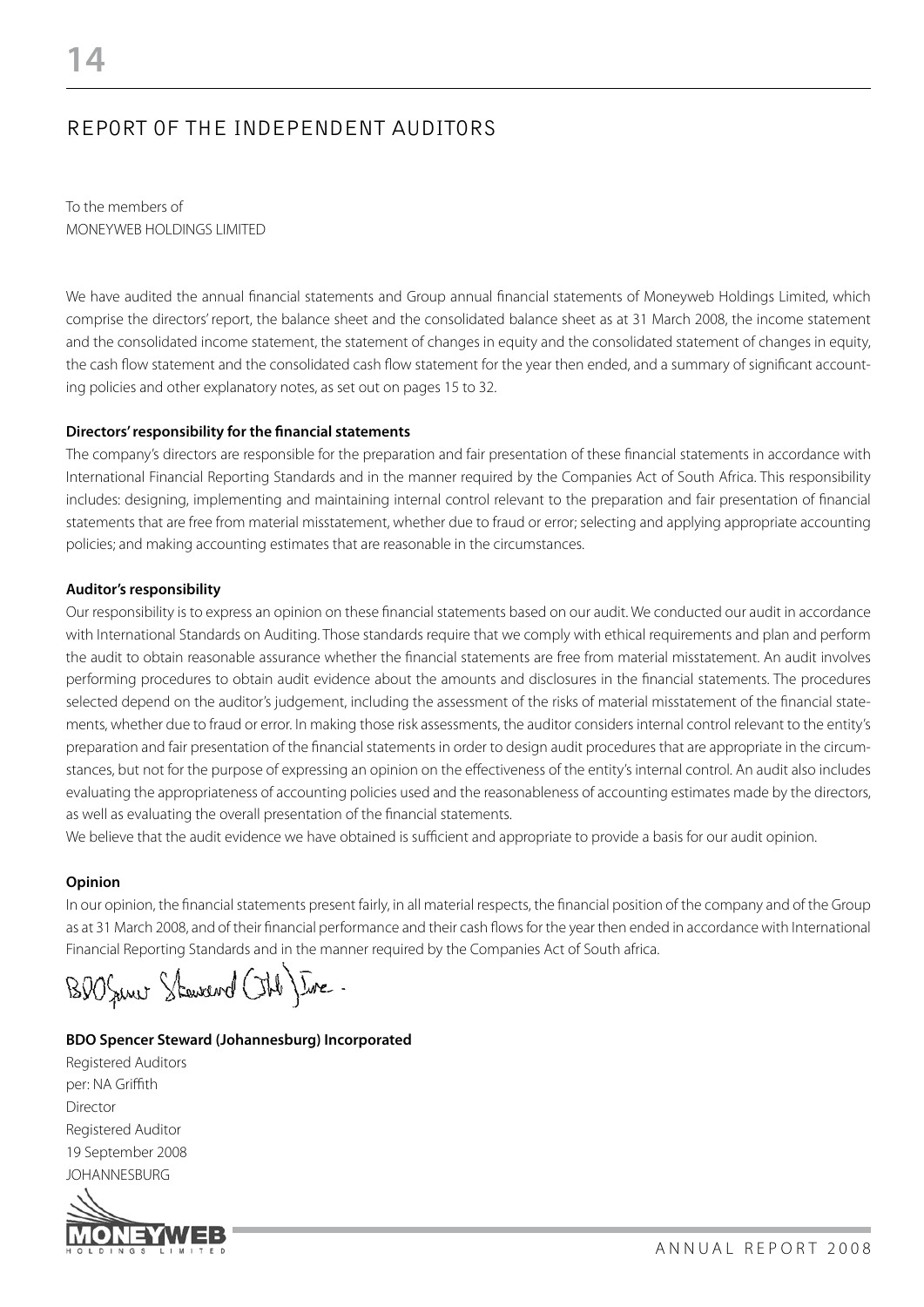# REPORT OF THE INDEPENDENT AUDITORS

To the members of
MONEYWEB HOLDINGS LIMITED

We have audited the annual financial statements and Group annual financial statements of Moneyweb Holdings Limited, which comprise the directors' report, the balance sheet and the consolidated balance sheet as at 31 March 2008, the income statement and the consolidated income statement, the statement of changes in equity and the consolidated statement of changes in equity, the cash flow statement and the consolidated cash flow statement for the year then ended, and a summary of significant accounting policies and other explanatory notes, as set out on pages 15 to 32.

**Directors' responsibility for the financial statements**

The company's directors are responsible for the preparation and fair presentation of these financial statements in accordance with International Financial Reporting Standards and in the manner required by the Companies Act of South Africa. This responsibility includes: designing, implementing and maintaining internal control relevant to the preparation and fair presentation of financial statements that are free from material misstatement, whether due to fraud or error; selecting and applying appropriate accounting policies; and making accounting estimates that are reasonable in the circumstances.

**Auditor's responsibility**

Our responsibility is to express an opinion on these financial statements based on our audit. We conducted our audit in accordance with International Standards on Auditing. Those standards require that we comply with ethical requirements and plan and perform the audit to obtain reasonable assurance whether the financial statements are free from material misstatement. An audit involves performing procedures to obtain audit evidence about the amounts and disclosures in the financial statements. The procedures selected depend on the auditor's judgement, including the assessment of the risks of material misstatement of the financial statements, whether due to fraud or error. In making those risk assessments, the auditor considers internal control relevant to the entity's preparation and fair presentation of the financial statements in order to design audit procedures that are appropriate in the circumstances, but not for the purpose of expressing an opinion on the effectiveness of the entity's internal control. An audit also includes evaluating the appropriateness of accounting policies used and the reasonableness of accounting estimates made by the directors, as well as evaluating the overall presentation of the financial statements.

We believe that the audit evidence we have obtained is sufficient and appropriate to provide a basis for our audit opinion.

**Opinion**

In our opinion, the financial statements present fairly, in all material respects, the financial position of the company and of the Group as at 31 March 2008, and of their financial performance and their cash flows for the year then ended in accordance with International Financial Reporting Standards and in the manner required by the Companies Act of South africa.

BDO Spencer Steward (Jhb) Inc.

**BDO Spencer Steward (Johannesburg) Incorporated**

Registered Auditors
per: NA Griffith
Director
Registered Auditor
19 September 2008
JOHANNESBURG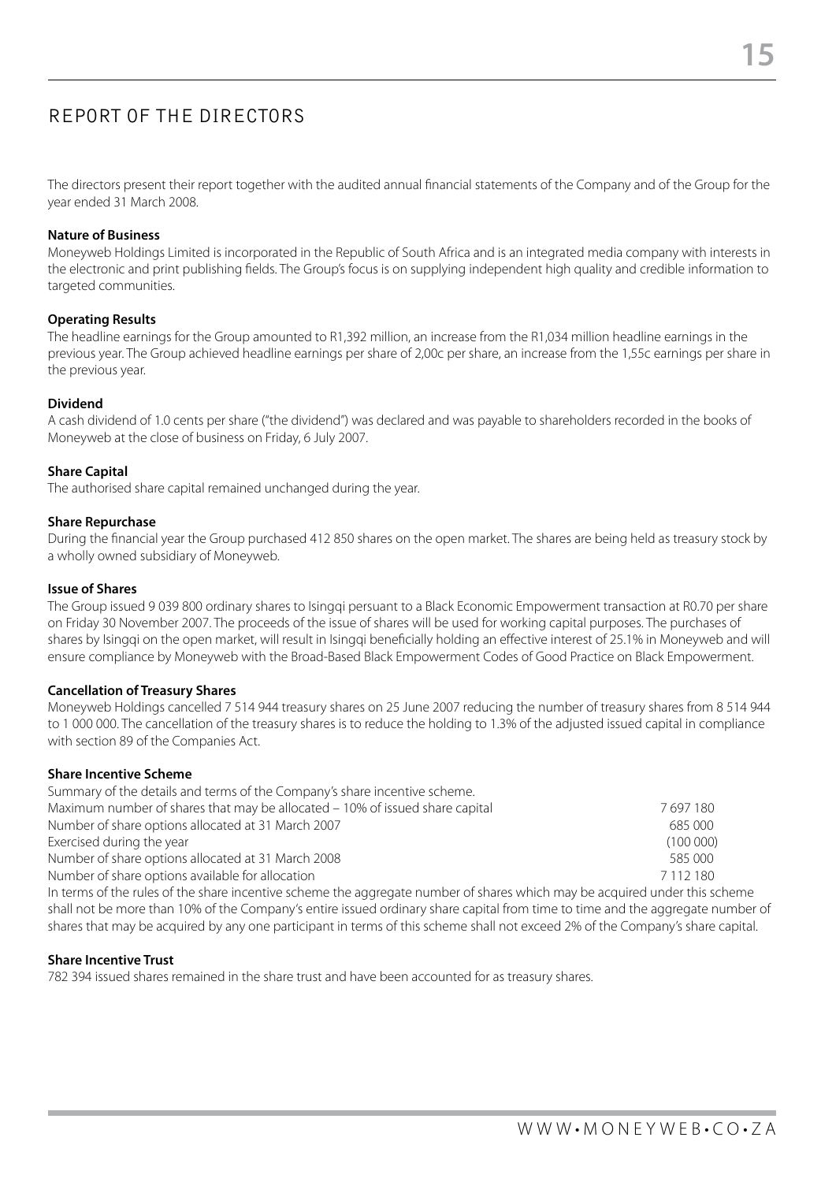# REPORT OF THE DIRECTORS

The directors present their report together with the audited annual financial statements of the Company and of the Group for the year ended 31 March 2008.

**Nature of Business**

Moneyweb Holdings Limited is incorporated in the Republic of South Africa and is an integrated media company with interests in the electronic and print publishing fields. The Group's focus is on supplying independent high quality and credible information to targeted communities.

**Operating Results**

The headline earnings for the Group amounted to R1,392 million, an increase from the R1,034 million headline earnings in the previous year. The Group achieved headline earnings per share of 2,00c per share, an increase from the 1,55c earnings per share in the previous year.

**Dividend**

A cash dividend of 1.0 cents per share ("the dividend") was declared and was payable to shareholders recorded in the books of Moneyweb at the close of business on Friday, 6 July 2007.

**Share Capital**

The authorised share capital remained unchanged during the year.

**Share Repurchase**

During the financial year the Group purchased 412 850 shares on the open market. The shares are being held as treasury stock by a wholly owned subsidiary of Moneyweb.

**Issue of Shares**

The Group issued 9 039 800 ordinary shares to Isingqi persuant to a Black Economic Empowerment transaction at R0.70 per share on Friday 30 November 2007. The proceeds of the issue of shares will be used for working capital purposes. The purchases of shares by Isingqi on the open market, will result in Isingqi beneficially holding an effective interest of 25.1% in Moneyweb and will ensure compliance by Moneyweb with the Broad-Based Black Empowerment Codes of Good Practice on Black Empowerment.

**Cancellation of Treasury Shares**

Moneyweb Holdings cancelled 7 514 944 treasury shares on 25 June 2007 reducing the number of treasury shares from 8 514 944 to 1 000 000. The cancellation of the treasury shares is to reduce the holding to 1.3% of the adjusted issued capital in compliance with section 89 of the Companies Act.

**Share Incentive Scheme**

Summary of the details and terms of the Company's share incentive scheme.

| | |
|---|---|
| Maximum number of shares that may be allocated – 10% of issued share capital | 7 697 180 |
| Number of share options allocated at 31 March 2007 | 685 000 |
| Exercised during the year | (100 000) |
| Number of share options allocated at 31 March 2008 | 585 000 |
| Number of share options available for allocation | 7 112 180 |

In terms of the rules of the share incentive scheme the aggregate number of shares which may be acquired under this scheme shall not be more than 10% of the Company's entire issued ordinary share capital from time to time and the aggregate number of shares that may be acquired by any one participant in terms of this scheme shall not exceed 2% of the Company's share capital.

**Share Incentive Trust**

782 394 issued shares remained in the share trust and have been accounted for as treasury shares.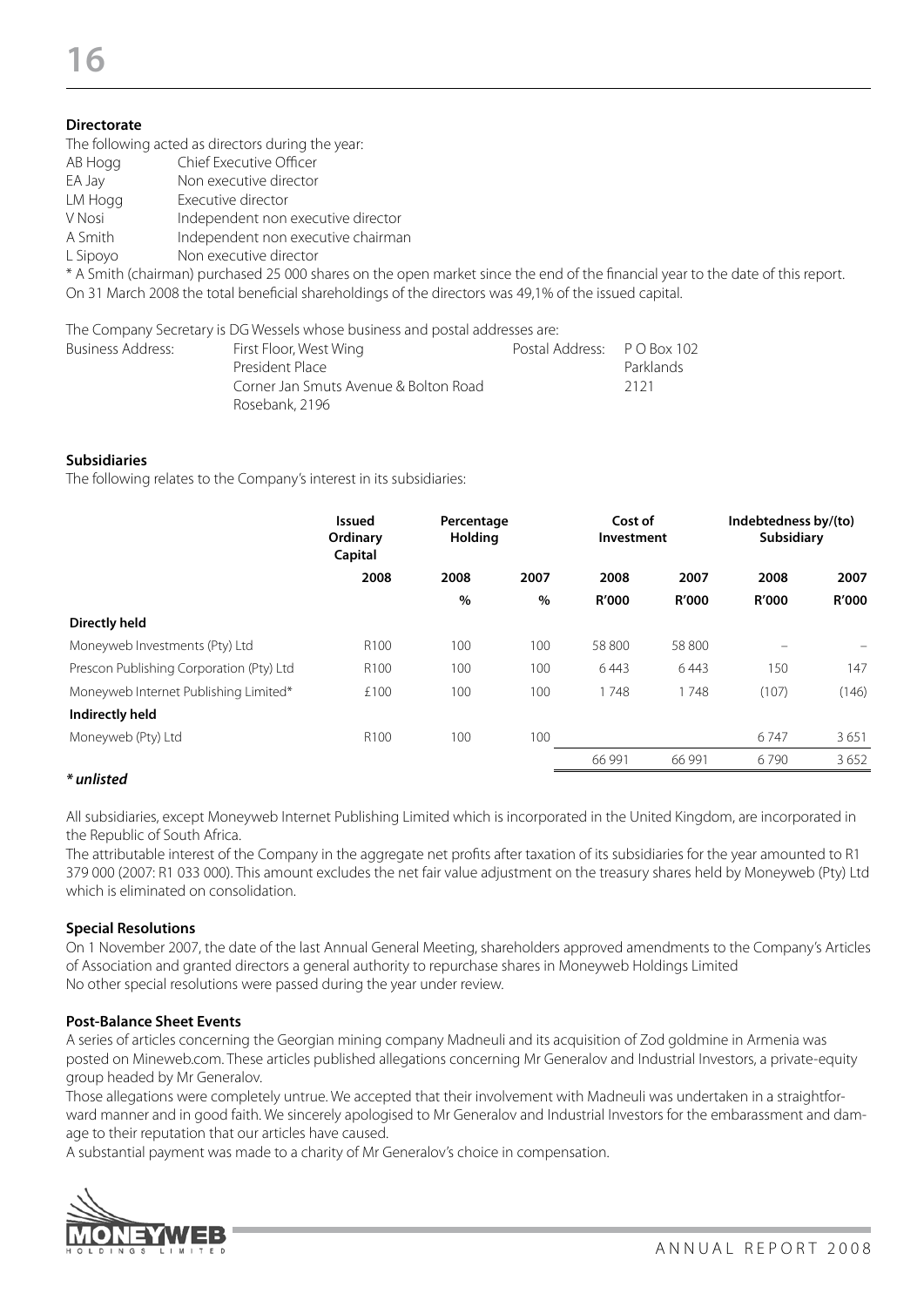**Directorate**

The following acted as directors during the year:

| | |
|---|---|
| AB Hogg | Chief Executive Officer |
| EA Jay | Non executive director |
| LM Hogg | Executive director |
| V Nosi | Independent non executive director |
| A Smith | Independent non executive chairman |
| L Sipoyo | Non executive director |

* A Smith (chairman) purchased 25 000 shares on the open market since the end of the financial year to the date of this report.
On 31 March 2008 the total beneficial shareholdings of the directors was 49,1% of the issued capital.

The Company Secretary is DG Wessels whose business and postal addresses are:

| Business Address: | | Postal Address: | |
|---|---|---|---|
| | First Floor, West Wing | | P O Box 102 |
| | President Place | | Parklands |
| | Corner Jan Smuts Avenue & Bolton Road | | 2121 |
| | Rosebank, 2196 | | |

**Subsidiaries**

The following relates to the Company's interest in its subsidiaries:

| | Issued Ordinary Capital | Percentage Holding | | Cost of Investment | | Indebtedness by/(to) Subsidiary | |
|---|---|---|---|---|---|---|---|
| | 2008 | 2008 | 2007 | 2008 | 2007 | 2008 | 2007 |
| | | % | % | R'000 | R'000 | R'000 | R'000 |
| **Directly held** | | | | | | | |
| Moneyweb Investments (Pty) Ltd | R100 | 100 | 100 | 58 800 | 58 800 | – | – |
| Prescon Publishing Corporation (Pty) Ltd | R100 | 100 | 100 | 6 443 | 6 443 | 150 | 147 |
| Moneyweb Internet Publishing Limited* | £100 | 100 | 100 | 1 748 | 1 748 | (107) | (146) |
| **Indirectly held** | | | | | | | |
| Moneyweb (Pty) Ltd | R100 | 100 | 100 | | | 6 747 | 3 651 |
| | | | | 66 991 | 66 991 | 6 790 | 3 652 |

***unlisted**

All subsidiaries, except Moneyweb Internet Publishing Limited which is incorporated in the United Kingdom, are incorporated in the Republic of South Africa.
The attributable interest of the Company in the aggregate net profits after taxation of its subsidiaries for the year amounted to R1 379 000 (2007: R1 033 000). This amount excludes the net fair value adjustment on the treasury shares held by Moneyweb (Pty) Ltd which is eliminated on consolidation.

**Special Resolutions**

On 1 November 2007, the date of the last Annual General Meeting, shareholders approved amendments to the Company's Articles of Association and granted directors a general authority to repurchase shares in Moneyweb Holdings Limited
No other special resolutions were passed during the year under review.

**Post-Balance Sheet Events**

A series of articles concerning the Georgian mining company Madneuli and its acquisition of Zod goldmine in Armenia was posted on Mineweb.com. These articles published allegations concerning Mr Generalov and Industrial Investors, a private-equity group headed by Mr Generalov.
Those allegations were completely untrue. We accepted that their involvement with Madneuli was undertaken in a straightforward manner and in good faith. We sincerely apologised to Mr Generalov and Industrial Investors for the embarassment and damage to their reputation that our articles have caused.
A substantial payment was made to a charity of Mr Generalov's choice in compensation.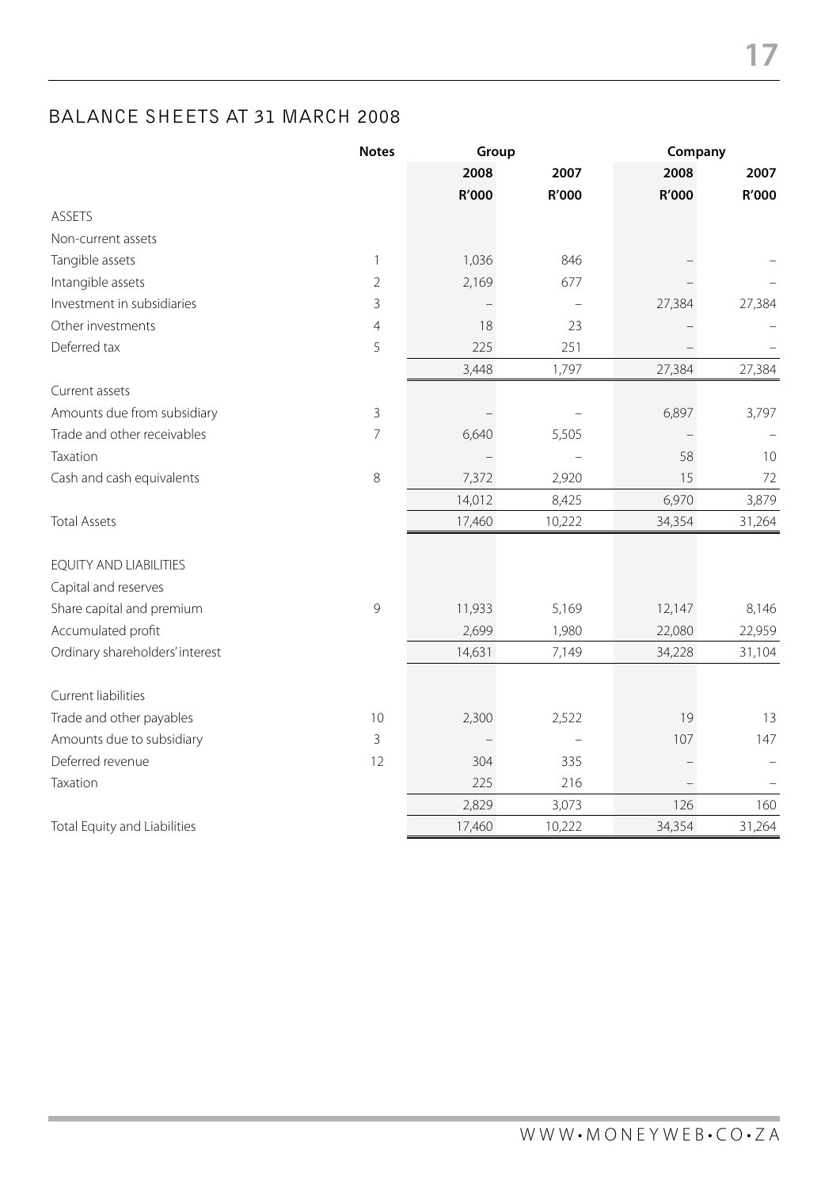## BALANCE SHEETS AT 31 MARCH 2008

| | Notes | Group | | Company | |
|---|---|---|---|---|---|
| | | 2008 | 2007 | 2008 | 2007 |
| | | R'000 | R'000 | R'000 | R'000 |
| ASSETS | | | | | |
| Non-current assets | | | | | |
| Tangible assets | 1 | 1,036 | 846 | – | – |
| Intangible assets | 2 | 2,169 | 677 | – | – |
| Investment in subsidiaries | 3 | – | – | 27,384 | 27,384 |
| Other investments | 4 | 18 | 23 | – | – |
| Deferred tax | 5 | 225 | 251 | – | – |
| | | 3,448 | 1,797 | 27,384 | 27,384 |
| Current assets | | | | | |
| Amounts due from subsidiary | 3 | – | – | 6,897 | 3,797 |
| Trade and other receivables | 7 | 6,640 | 5,505 | – | – |
| Taxation | | – | – | 58 | 10 |
| Cash and cash equivalents | 8 | 7,372 | 2,920 | 15 | 72 |
| | | 14,012 | 8,425 | 6,970 | 3,879 |
| Total Assets | | 17,460 | 10,222 | 34,354 | 31,264 |
| EQUITY AND LIABILITIES | | | | | |
| Capital and reserves | | | | | |
| Share capital and premium | 9 | 11,933 | 5,169 | 12,147 | 8,146 |
| Accumulated profit | | 2,699 | 1,980 | 22,080 | 22,959 |
| Ordinary shareholders' interest | | 14,631 | 7,149 | 34,228 | 31,104 |
| Current liabilities | | | | | |
| Trade and other payables | 10 | 2,300 | 2,522 | 19 | 13 |
| Amounts due to subsidiary | 3 | – | – | 107 | 147 |
| Deferred revenue | 12 | 304 | 335 | – | – |
| Taxation | | 225 | 216 | – | – |
| | | 2,829 | 3,073 | 126 | 160 |
| Total Equity and Liabilities | | 17,460 | 10,222 | 34,354 | 31,264 |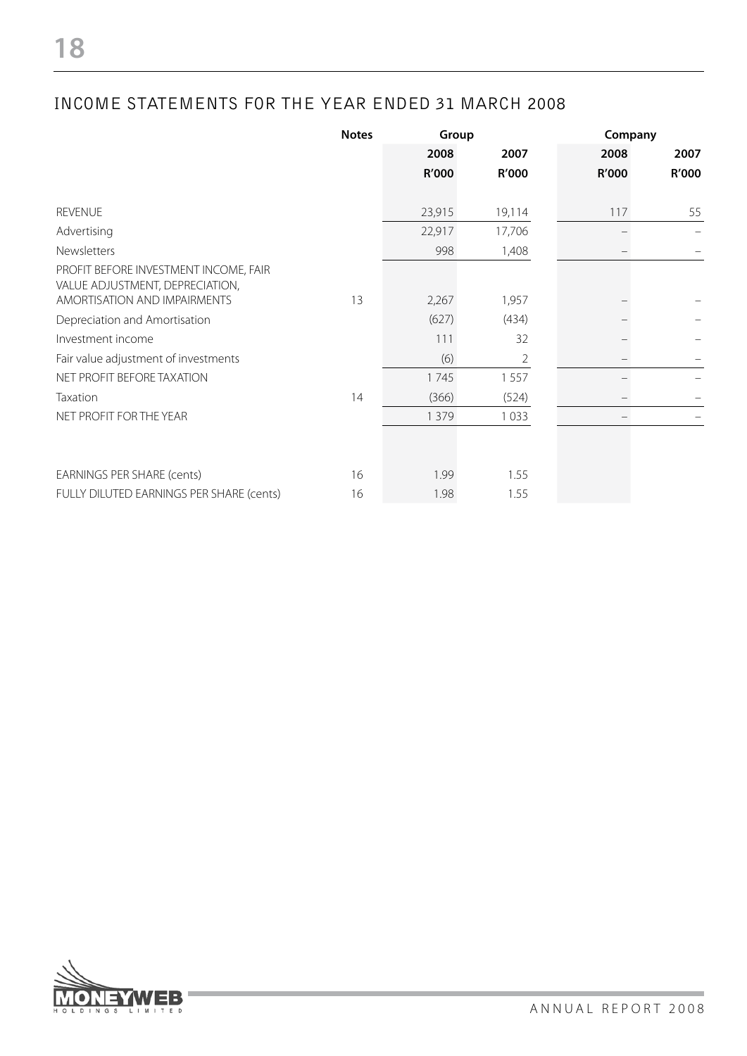## INCOME STATEMENTS FOR THE YEAR ENDED 31 MARCH 2008

| | Notes | Group | | Company | |
|---|---|---|---|---|---|
| | | 2008 | 2007 | 2008 | 2007 |
| | | R'000 | R'000 | R'000 | R'000 |
| REVENUE | | 23,915 | 19,114 | 117 | 55 |
| Advertising | | 22,917 | 17,706 | – | – |
| Newsletters | | 998 | 1,408 | – | – |
| PROFIT BEFORE INVESTMENT INCOME, FAIR VALUE ADJUSTMENT, DEPRECIATION, AMORTISATION AND IMPAIRMENTS | 13 | 2,267 | 1,957 | – | – |
| Depreciation and Amortisation | | (627) | (434) | – | – |
| Investment income | | 111 | 32 | – | – |
| Fair value adjustment of investments | | (6) | 2 | – | – |
| NET PROFIT BEFORE TAXATION | | 1 745 | 1 557 | – | – |
| Taxation | 14 | (366) | (524) | – | – |
| NET PROFIT FOR THE YEAR | | 1 379 | 1 033 | – | – |
| EARNINGS PER SHARE (cents) | 16 | 1.99 | 1.55 | | |
| FULLY DILUTED EARNINGS PER SHARE (cents) | 16 | 1.98 | 1.55 | | |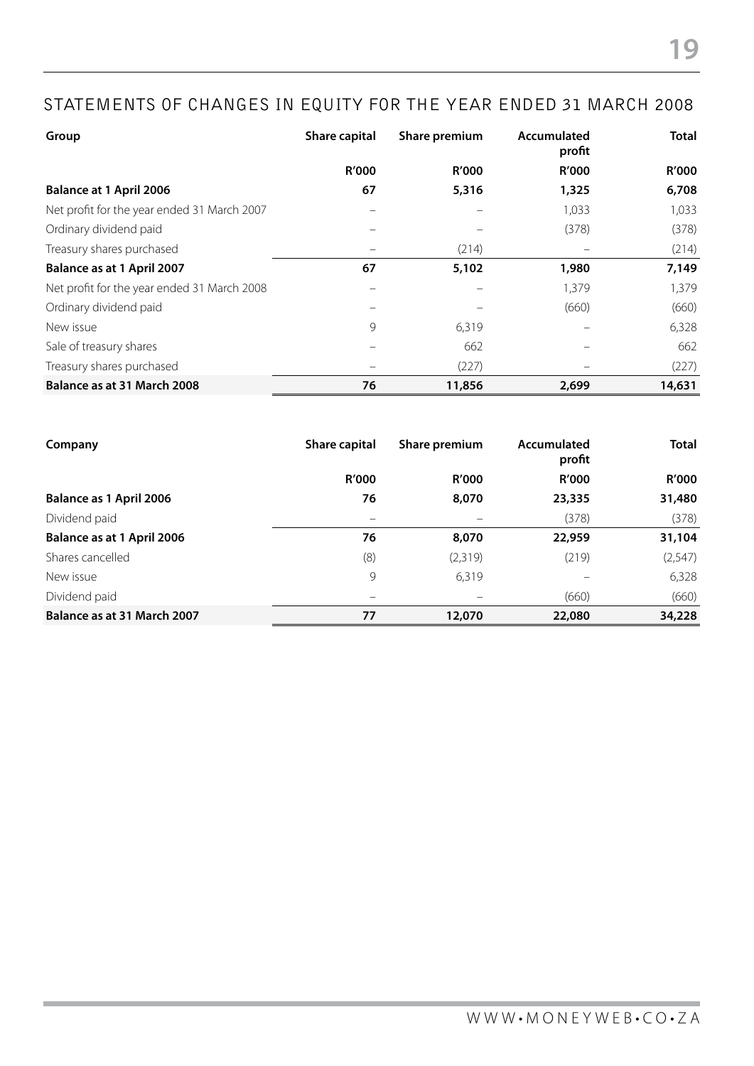## STATEMENTS OF CHANGES IN EQUITY FOR THE YEAR ENDED 31 MARCH 2008

| Group | Share capital | Share premium | Accumulated profit | Total |
|---|---|---|---|---|
| | R'000 | R'000 | R'000 | R'000 |
| **Balance at 1 April 2006** | **67** | **5,316** | **1,325** | **6,708** |
| Net profit for the year ended 31 March 2007 | – | – | 1,033 | 1,033 |
| Ordinary dividend paid | – | – | (378) | (378) |
| Treasury shares purchased | – | (214) | – | (214) |
| **Balance as at 1 April 2007** | **67** | **5,102** | **1,980** | **7,149** |
| Net profit for the year ended 31 March 2008 | – | – | 1,379 | 1,379 |
| Ordinary dividend paid | – | – | (660) | (660) |
| New issue | 9 | 6,319 | – | 6,328 |
| Sale of treasury shares | – | 662 | – | 662 |
| Treasury shares purchased | – | (227) | – | (227) |
| **Balance as at 31 March 2008** | **76** | **11,856** | **2,699** | **14,631** |

| Company | Share capital | Share premium | Accumulated profit | Total |
|---|---|---|---|---|
| | R'000 | R'000 | R'000 | R'000 |
| **Balance as 1 April 2006** | **76** | **8,070** | **23,335** | **31,480** |
| Dividend paid | – | – | (378) | (378) |
| **Balance as at 1 April 2006** | **76** | **8,070** | **22,959** | **31,104** |
| Shares cancelled | (8) | (2,319) | (219) | (2,547) |
| New issue | 9 | 6,319 | – | 6,328 |
| Dividend paid | – | – | (660) | (660) |
| **Balance as at 31 March 2007** | **77** | **12,070** | **22,080** | **34,228** |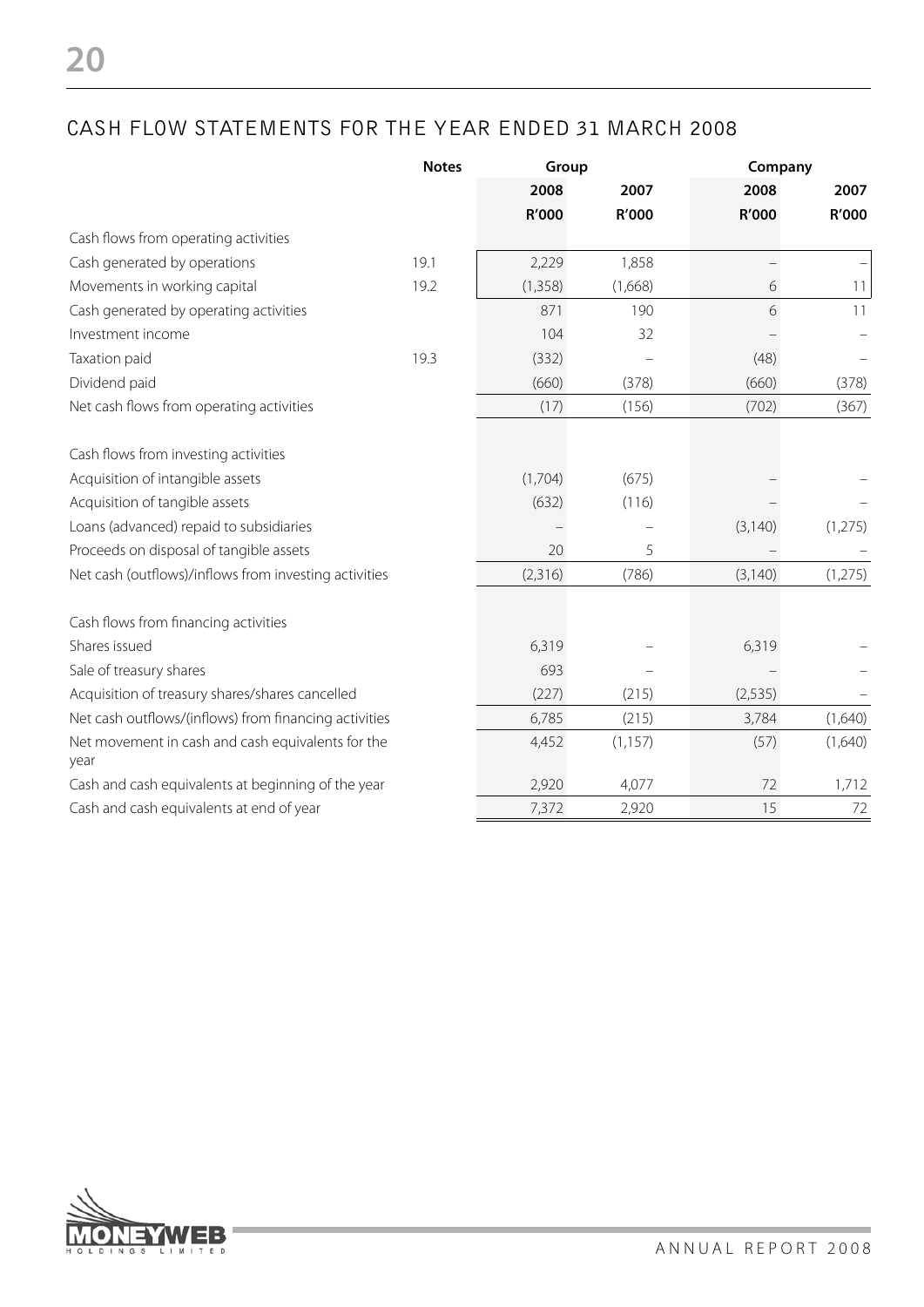## CASH FLOW STATEMENTS FOR THE YEAR ENDED 31 MARCH 2008

| | Notes | Group | | Company | |
|---|---|---|---|---|---|
| | | 2008 | 2007 | 2008 | 2007 |
| | | R'000 | R'000 | R'000 | R'000 |
| Cash flows from operating activities | | | | | |
| Cash generated by operations | 19.1 | 2,229 | 1,858 | – | – |
| Movements in working capital | 19.2 | (1,358) | (1,668) | 6 | 11 |
| Cash generated by operating activities | | 871 | 190 | 6 | 11 |
| Investment income | | 104 | 32 | – | – |
| Taxation paid | 19.3 | (332) | – | (48) | – |
| Dividend paid | | (660) | (378) | (660) | (378) |
| Net cash flows from operating activities | | (17) | (156) | (702) | (367) |
| | | | | | |
| Cash flows from investing activities | | | | | |
| Acquisition of intangible assets | | (1,704) | (675) | – | – |
| Acquisition of tangible assets | | (632) | (116) | – | – |
| Loans (advanced) repaid to subsidiaries | | – | – | (3,140) | (1,275) |
| Proceeds on disposal of tangible assets | | 20 | 5 | – | – |
| Net cash (outflows)/inflows from investing activities | | (2,316) | (786) | (3,140) | (1,275) |
| | | | | | |
| Cash flows from financing activities | | | | | |
| Shares issued | | 6,319 | – | 6,319 | – |
| Sale of treasury shares | | 693 | – | – | – |
| Acquisition of treasury shares/shares cancelled | | (227) | (215) | (2,535) | – |
| Net cash outflows/(inflows) from financing activities | | 6,785 | (215) | 3,784 | (1,640) |
| Net movement in cash and cash equivalents for the year | | 4,452 | (1,157) | (57) | (1,640) |
| Cash and cash equivalents at beginning of the year | | 2,920 | 4,077 | 72 | 1,712 |
| Cash and cash equivalents at end of year | | 7,372 | 2,920 | 15 | 72 |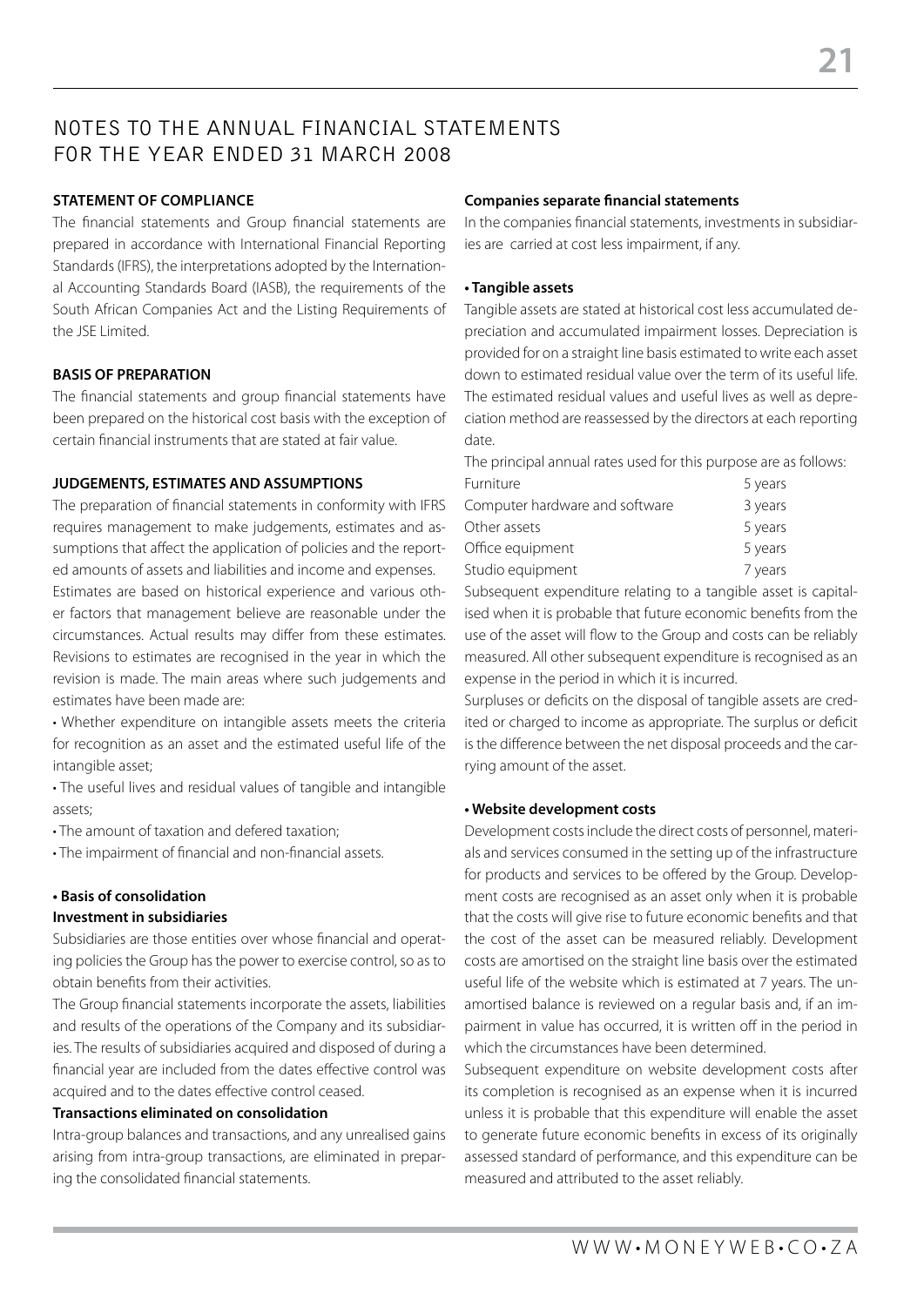# NOTES TO THE ANNUAL FINANCIAL STATEMENTS FOR THE YEAR ENDED 31 MARCH 2008

**STATEMENT OF COMPLIANCE**

The financial statements and Group financial statements are prepared in accordance with International Financial Reporting Standards (IFRS), the interpretations adopted by the International Accounting Standards Board (IASB), the requirements of the South African Companies Act and the Listing Requirements of the JSE Limited.

**BASIS OF PREPARATION**

The financial statements and group financial statements have been prepared on the historical cost basis with the exception of certain financial instruments that are stated at fair value.

**JUDGEMENTS, ESTIMATES AND ASSUMPTIONS**

The preparation of financial statements in conformity with IFRS requires management to make judgements, estimates and assumptions that affect the application of policies and the reported amounts of assets and liabilities and income and expenses.

Estimates are based on historical experience and various other factors that management believe are reasonable under the circumstances. Actual results may differ from these estimates. Revisions to estimates are recognised in the year in which the revision is made. The main areas where such judgements and estimates have been made are:

- Whether expenditure on intangible assets meets the criteria for recognition as an asset and the estimated useful life of the intangible asset;
- The useful lives and residual values of tangible and intangible assets;
- The amount of taxation and defered taxation;
- The impairment of financial and non-financial assets.

**• Basis of consolidation**

**Investment in subsidiaries**

Subsidiaries are those entities over whose financial and operating policies the Group has the power to exercise control, so as to obtain benefits from their activities.

The Group financial statements incorporate the assets, liabilities and results of the operations of the Company and its subsidiaries. The results of subsidiaries acquired and disposed of during a financial year are included from the dates effective control was acquired and to the dates effective control ceased.

**Transactions eliminated on consolidation**

Intra-group balances and transactions, and any unrealised gains arising from intra-group transactions, are eliminated in preparing the consolidated financial statements.

**Companies separate financial statements**

In the companies financial statements, investments in subsidiaries are carried at cost less impairment, if any.

**• Tangible assets**

Tangible assets are stated at historical cost less accumulated depreciation and accumulated impairment losses. Depreciation is provided for on a straight line basis estimated to write each asset down to estimated residual value over the term of its useful life. The estimated residual values and useful lives as well as depreciation method are reassessed by the directors at each reporting date.

The principal annual rates used for this purpose are as follows:

| | |
|---|---|
| Furniture | 5 years |
| Computer hardware and software | 3 years |
| Other assets | 5 years |
| Office equipment | 5 years |
| Studio equipment | 7 years |

Subsequent expenditure relating to a tangible asset is capitalised when it is probable that future economic benefits from the use of the asset will flow to the Group and costs can be reliably measured. All other subsequent expenditure is recognised as an expense in the period in which it is incurred.

Surpluses or deficits on the disposal of tangible assets are credited or charged to income as appropriate. The surplus or deficit is the difference between the net disposal proceeds and the carrying amount of the asset.

**• Website development costs**

Development costs include the direct costs of personnel, materials and services consumed in the setting up of the infrastructure for products and services to be offered by the Group. Development costs are recognised as an asset only when it is probable that the costs will give rise to future economic benefits and that the cost of the asset can be measured reliably. Development costs are amortised on the straight line basis over the estimated useful life of the website which is estimated at 7 years. The unamortised balance is reviewed on a regular basis and, if an impairment in value has occurred, it is written off in the period in which the circumstances have been determined.

Subsequent expenditure on website development costs after its completion is recognised as an expense when it is incurred unless it is probable that this expenditure will enable the asset to generate future economic benefits in excess of its originally assessed standard of performance, and this expenditure can be measured and attributed to the asset reliably.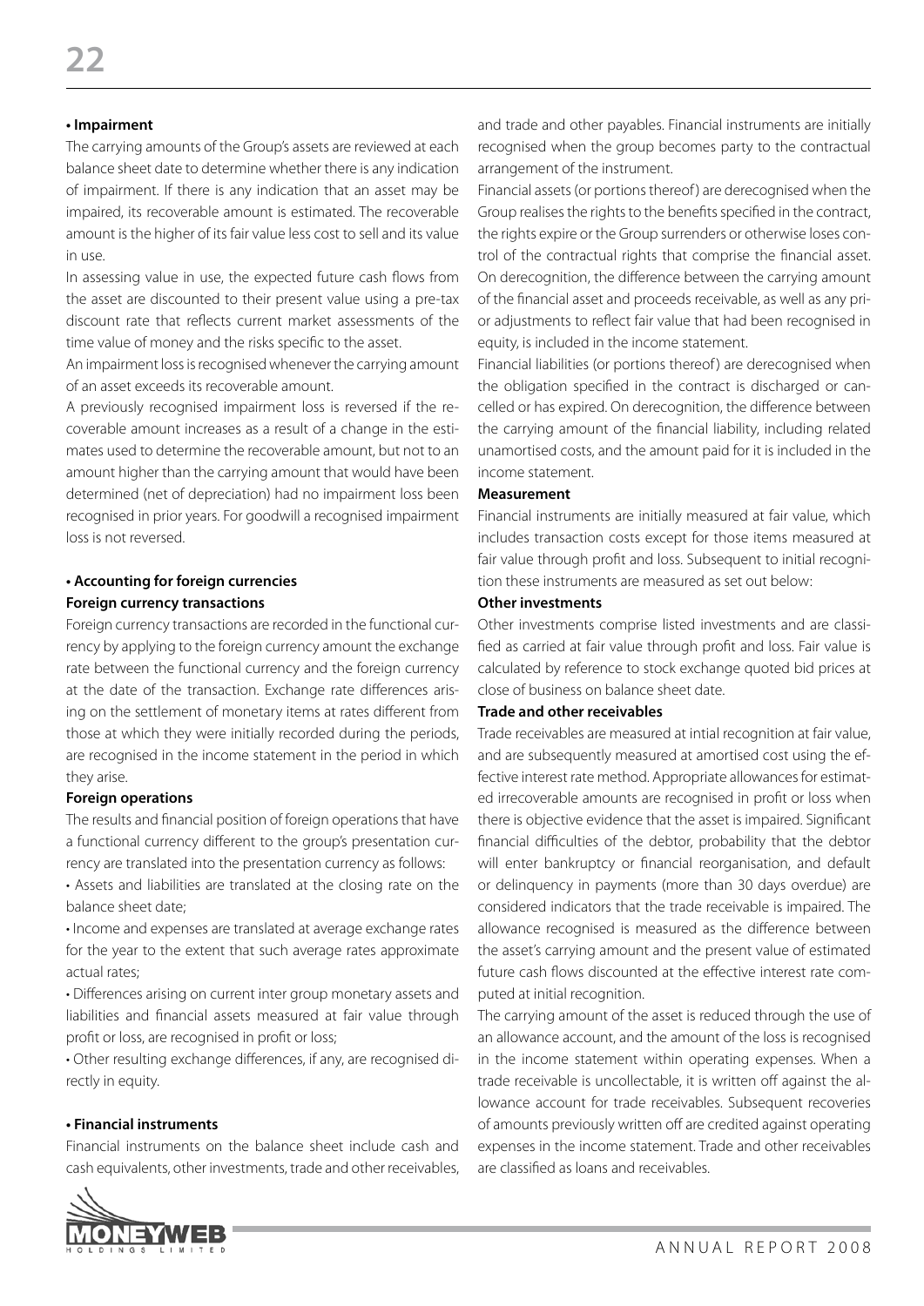**• Impairment**

The carrying amounts of the Group's assets are reviewed at each balance sheet date to determine whether there is any indication of impairment. If there is any indication that an asset may be impaired, its recoverable amount is estimated. The recoverable amount is the higher of its fair value less cost to sell and its value in use.

In assessing value in use, the expected future cash flows from the asset are discounted to their present value using a pre-tax discount rate that reflects current market assessments of the time value of money and the risks specific to the asset.

An impairment loss is recognised whenever the carrying amount of an asset exceeds its recoverable amount.

A previously recognised impairment loss is reversed if the recoverable amount increases as a result of a change in the estimates used to determine the recoverable amount, but not to an amount higher than the carrying amount that would have been determined (net of depreciation) had no impairment loss been recognised in prior years. For goodwill a recognised impairment loss is not reversed.

**• Accounting for foreign currencies**

**Foreign currency transactions**

Foreign currency transactions are recorded in the functional currency by applying to the foreign currency amount the exchange rate between the functional currency and the foreign currency at the date of the transaction. Exchange rate differences arising on the settlement of monetary items at rates different from those at which they were initially recorded during the periods, are recognised in the income statement in the period in which they arise.

**Foreign operations**

The results and financial position of foreign operations that have a functional currency different to the group's presentation currency are translated into the presentation currency as follows:

• Assets and liabilities are translated at the closing rate on the balance sheet date;

• Income and expenses are translated at average exchange rates for the year to the extent that such average rates approximate actual rates;

• Differences arising on current inter group monetary assets and liabilities and financial assets measured at fair value through profit or loss, are recognised in profit or loss;

• Other resulting exchange differences, if any, are recognised directly in equity.

**• Financial instruments**

Financial instruments on the balance sheet include cash and cash equivalents, other investments, trade and other receivables, and trade and other payables. Financial instruments are initially recognised when the group becomes party to the contractual arrangement of the instrument.

Financial assets (or portions thereof) are derecognised when the Group realises the rights to the benefits specified in the contract, the rights expire or the Group surrenders or otherwise loses control of the contractual rights that comprise the financial asset. On derecognition, the difference between the carrying amount of the financial asset and proceeds receivable, as well as any prior adjustments to reflect fair value that had been recognised in equity, is included in the income statement.

Financial liabilities (or portions thereof) are derecognised when the obligation specified in the contract is discharged or cancelled or has expired. On derecognition, the difference between the carrying amount of the financial liability, including related unamortised costs, and the amount paid for it is included in the income statement.

**Measurement**

Financial instruments are initially measured at fair value, which includes transaction costs except for those items measured at fair value through profit and loss. Subsequent to initial recognition these instruments are measured as set out below:

**Other investments**

Other investments comprise listed investments and are classified as carried at fair value through profit and loss. Fair value is calculated by reference to stock exchange quoted bid prices at close of business on balance sheet date.

**Trade and other receivables**

Trade receivables are measured at intial recognition at fair value, and are subsequently measured at amortised cost using the effective interest rate method. Appropriate allowances for estimated irrecoverable amounts are recognised in profit or loss when there is objective evidence that the asset is impaired. Significant financial difficulties of the debtor, probability that the debtor will enter bankruptcy or financial reorganisation, and default or delinquency in payments (more than 30 days overdue) are considered indicators that the trade receivable is impaired. The allowance recognised is measured as the difference between the asset's carrying amount and the present value of estimated future cash flows discounted at the effective interest rate computed at initial recognition.

The carrying amount of the asset is reduced through the use of an allowance account, and the amount of the loss is recognised in the income statement within operating expenses. When a trade receivable is uncollectable, it is written off against the allowance account for trade receivables. Subsequent recoveries of amounts previously written off are credited against operating expenses in the income statement. Trade and other receivables are classified as loans and receivables.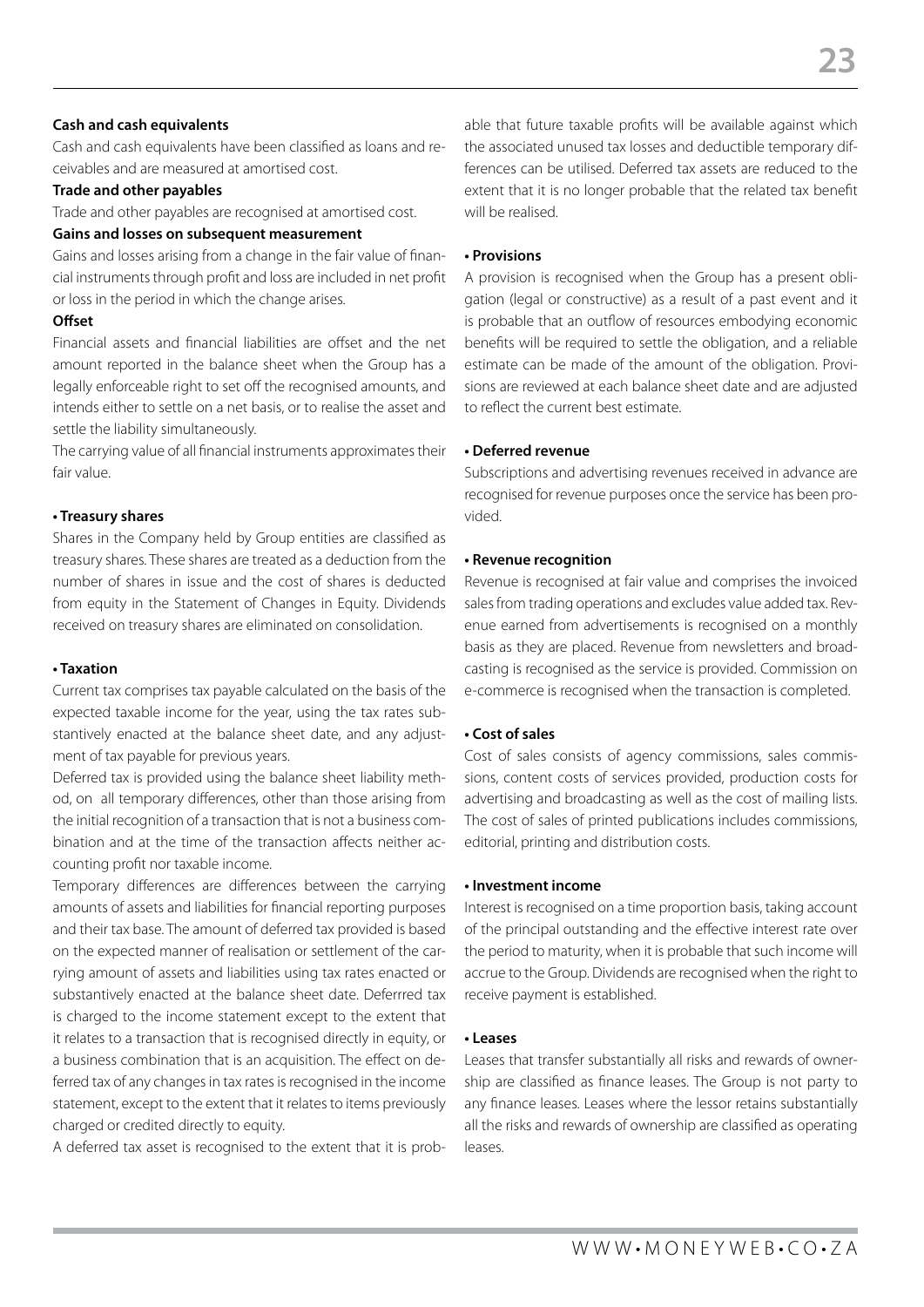**Cash and cash equivalents**

Cash and cash equivalents have been classified as loans and receivables and are measured at amortised cost.

**Trade and other payables**

Trade and other payables are recognised at amortised cost.

**Gains and losses on subsequent measurement**

Gains and losses arising from a change in the fair value of financial instruments through profit and loss are included in net profit or loss in the period in which the change arises.

**Offset**

Financial assets and financial liabilities are offset and the net amount reported in the balance sheet when the Group has a legally enforceable right to set off the recognised amounts, and intends either to settle on a net basis, or to realise the asset and settle the liability simultaneously.

The carrying value of all financial instruments approximates their fair value.

**• Treasury shares**

Shares in the Company held by Group entities are classified as treasury shares. These shares are treated as a deduction from the number of shares in issue and the cost of shares is deducted from equity in the Statement of Changes in Equity. Dividends received on treasury shares are eliminated on consolidation.

**• Taxation**

Current tax comprises tax payable calculated on the basis of the expected taxable income for the year, using the tax rates substantively enacted at the balance sheet date, and any adjustment of tax payable for previous years.

Deferred tax is provided using the balance sheet liability method, on all temporary differences, other than those arising from the initial recognition of a transaction that is not a business combination and at the time of the transaction affects neither accounting profit nor taxable income.

Temporary differences are differences between the carrying amounts of assets and liabilities for financial reporting purposes and their tax base. The amount of deferred tax provided is based on the expected manner of realisation or settlement of the carrying amount of assets and liabilities using tax rates enacted or substantively enacted at the balance sheet date. Deferrred tax is charged to the income statement except to the extent that it relates to a transaction that is recognised directly in equity, or a business combination that is an acquisition. The effect on deferred tax of any changes in tax rates is recognised in the income statement, except to the extent that it relates to items previously charged or credited directly to equity.

A deferred tax asset is recognised to the extent that it is probable that future taxable profits will be available against which the associated unused tax losses and deductible temporary differences can be utilised. Deferred tax assets are reduced to the extent that it is no longer probable that the related tax benefit will be realised.

**• Provisions**

A provision is recognised when the Group has a present obligation (legal or constructive) as a result of a past event and it is probable that an outflow of resources embodying economic benefits will be required to settle the obligation, and a reliable estimate can be made of the amount of the obligation. Provisions are reviewed at each balance sheet date and are adjusted to reflect the current best estimate.

**• Deferred revenue**

Subscriptions and advertising revenues received in advance are recognised for revenue purposes once the service has been provided.

**• Revenue recognition**

Revenue is recognised at fair value and comprises the invoiced sales from trading operations and excludes value added tax. Revenue earned from advertisements is recognised on a monthly basis as they are placed. Revenue from newsletters and broadcasting is recognised as the service is provided. Commission on e-commerce is recognised when the transaction is completed.

**• Cost of sales**

Cost of sales consists of agency commissions, sales commissions, content costs of services provided, production costs for advertising and broadcasting as well as the cost of mailing lists. The cost of sales of printed publications includes commissions, editorial, printing and distribution costs.

**• Investment income**

Interest is recognised on a time proportion basis, taking account of the principal outstanding and the effective interest rate over the period to maturity, when it is probable that such income will accrue to the Group. Dividends are recognised when the right to receive payment is established.

**• Leases**

Leases that transfer substantially all risks and rewards of ownership are classified as finance leases. The Group is not party to any finance leases. Leases where the lessor retains substantially all the risks and rewards of ownership are classified as operating leases.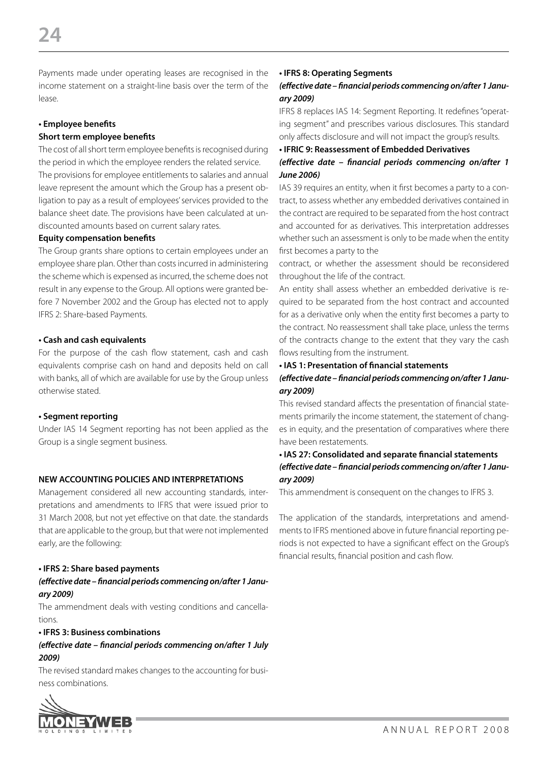Payments made under operating leases are recognised in the income statement on a straight-line basis over the term of the lease.

**• Employee benefits**

**Short term employee benefits**

The cost of all short term employee benefits is recognised during the period in which the employee renders the related service. The provisions for employee entitlements to salaries and annual leave represent the amount which the Group has a present obligation to pay as a result of employees' services provided to the balance sheet date. The provisions have been calculated at undiscounted amounts based on current salary rates.

**Equity compensation benefits**

The Group grants share options to certain employees under an employee share plan. Other than costs incurred in administering the scheme which is expensed as incurred, the scheme does not result in any expense to the Group. All options were granted before 7 November 2002 and the Group has elected not to apply IFRS 2: Share-based Payments.

**• Cash and cash equivalents**

For the purpose of the cash flow statement, cash and cash equivalents comprise cash on hand and deposits held on call with banks, all of which are available for use by the Group unless otherwise stated.

**• Segment reporting**

Under IAS 14 Segment reporting has not been applied as the Group is a single segment business.

**NEW ACCOUNTING POLICIES AND INTERPRETATIONS**

Management considered all new accounting standards, interpretations and amendments to IFRS that were issued prior to 31 March 2008, but not yet effective on that date. the standards that are applicable to the group, but that were not implemented early, are the following:

**• IFRS 2: Share based payments**

***(effective date – financial periods commencing on/after 1 January 2009)***

The ammendment deals with vesting conditions and cancellations.

**• IFRS 3: Business combinations**

***(effective date – financial periods commencing on/after 1 July 2009)***

The revised standard makes changes to the accounting for business combinations.

**• IFRS 8: Operating Segments**

***(effective date – financial periods commencing on/after 1 January 2009)***

IFRS 8 replaces IAS 14: Segment Reporting. It redefines "operating segment" and prescribes various disclosures. This standard only affects disclosure and will not impact the group's results.

**• IFRIC 9: Reassessment of Embedded Derivatives**

***(effective date – financial periods commencing on/after 1 June 2006)***

IAS 39 requires an entity, when it first becomes a party to a contract, to assess whether any embedded derivatives contained in the contract are required to be separated from the host contract and accounted for as derivatives. This interpretation addresses whether such an assessment is only to be made when the entity first becomes a party to the contract, or whether the assessment should be reconsidered throughout the life of the contract.

An entity shall assess whether an embedded derivative is required to be separated from the host contract and accounted for as a derivative only when the entity first becomes a party to the contract. No reassessment shall take place, unless the terms of the contracts change to the extent that they vary the cash flows resulting from the instrument.

**• IAS 1: Presentation of financial statements**

***(effective date – financial periods commencing on/after 1 January 2009)***

This revised standard affects the presentation of financial statements primarily the income statement, the statement of changes in equity, and the presentation of comparatives where there have been restatements.

**• IAS 27: Consolidated and separate financial statements**

***(effective date – financial periods commencing on/after 1 January 2009)***

This ammendment is consequent on the changes to IFRS 3.

The application of the standards, interpretations and amendments to IFRS mentioned above in future financial reporting periods is not expected to have a significant effect on the Group's financial results, financial position and cash flow.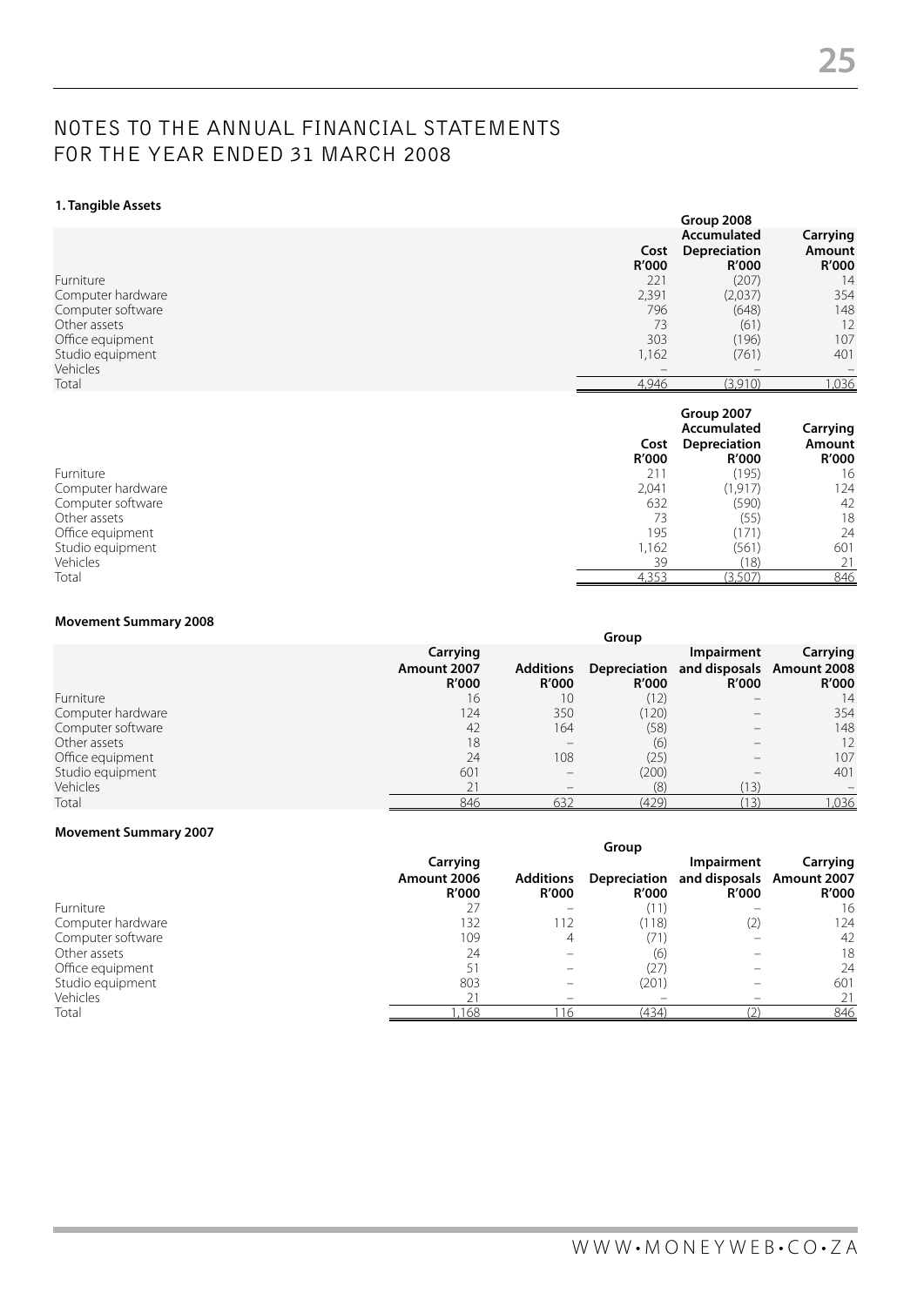# NOTES TO THE ANNUAL FINANCIAL STATEMENTS FOR THE YEAR ENDED 31 MARCH 2008

### 1. Tangible Assets

| | Group 2008 | | |
|---|---|---|---|
| | Cost R'000 | Accumulated Depreciation R'000 | Carrying Amount R'000 |
| Furniture | 221 | (207) | 14 |
| Computer hardware | 2,391 | (2,037) | 354 |
| Computer software | 796 | (648) | 148 |
| Other assets | 73 | (61) | 12 |
| Office equipment | 303 | (196) | 107 |
| Studio equipment | 1,162 | (761) | 401 |
| Vehicles | – | – | – |
| Total | 4,946 | (3,910) | 1,036 |

| | Group 2007 | | |
|---|---|---|---|
| | Cost R'000 | Accumulated Depreciation R'000 | Carrying Amount R'000 |
| Furniture | 211 | (195) | 16 |
| Computer hardware | 2,041 | (1,917) | 124 |
| Computer software | 632 | (590) | 42 |
| Other assets | 73 | (55) | 18 |
| Office equipment | 195 | (171) | 24 |
| Studio equipment | 1,162 | (561) | 601 |
| Vehicles | 39 | (18) | 21 |
| Total | 4,353 | (3,507) | 846 |

**Movement Summary 2008**

| | Group | | | | |
|---|---|---|---|---|---|
| | Carrying Amount 2007 R'000 | Additions R'000 | Depreciation R'000 | Impairment and disposals R'000 | Carrying Amount 2008 R'000 |
| Furniture | 16 | 10 | (12) | – | 14 |
| Computer hardware | 124 | 350 | (120) | – | 354 |
| Computer software | 42 | 164 | (58) | – | 148 |
| Other assets | 18 | – | (6) | – | 12 |
| Office equipment | 24 | 108 | (25) | – | 107 |
| Studio equipment | 601 | – | (200) | – | 401 |
| Vehicles | 21 | – | (8) | (13) | – |
| Total | 846 | 632 | (429) | (13) | 1,036 |

**Movement Summary 2007**

| | Group | | | | |
|---|---|---|---|---|---|
| | Carrying Amount 2006 R'000 | Additions R'000 | Depreciation R'000 | Impairment and disposals R'000 | Carrying Amount 2007 R'000 |
| Furniture | 27 | – | (11) | – | 16 |
| Computer hardware | 132 | 112 | (118) | (2) | 124 |
| Computer software | 109 | 4 | (71) | – | 42 |
| Other assets | 24 | – | (6) | – | 18 |
| Office equipment | 51 | – | (27) | – | 24 |
| Studio equipment | 803 | – | (201) | – | 601 |
| Vehicles | 21 | – | – | – | 21 |
| Total | 1,168 | 116 | (434) | (2) | 846 |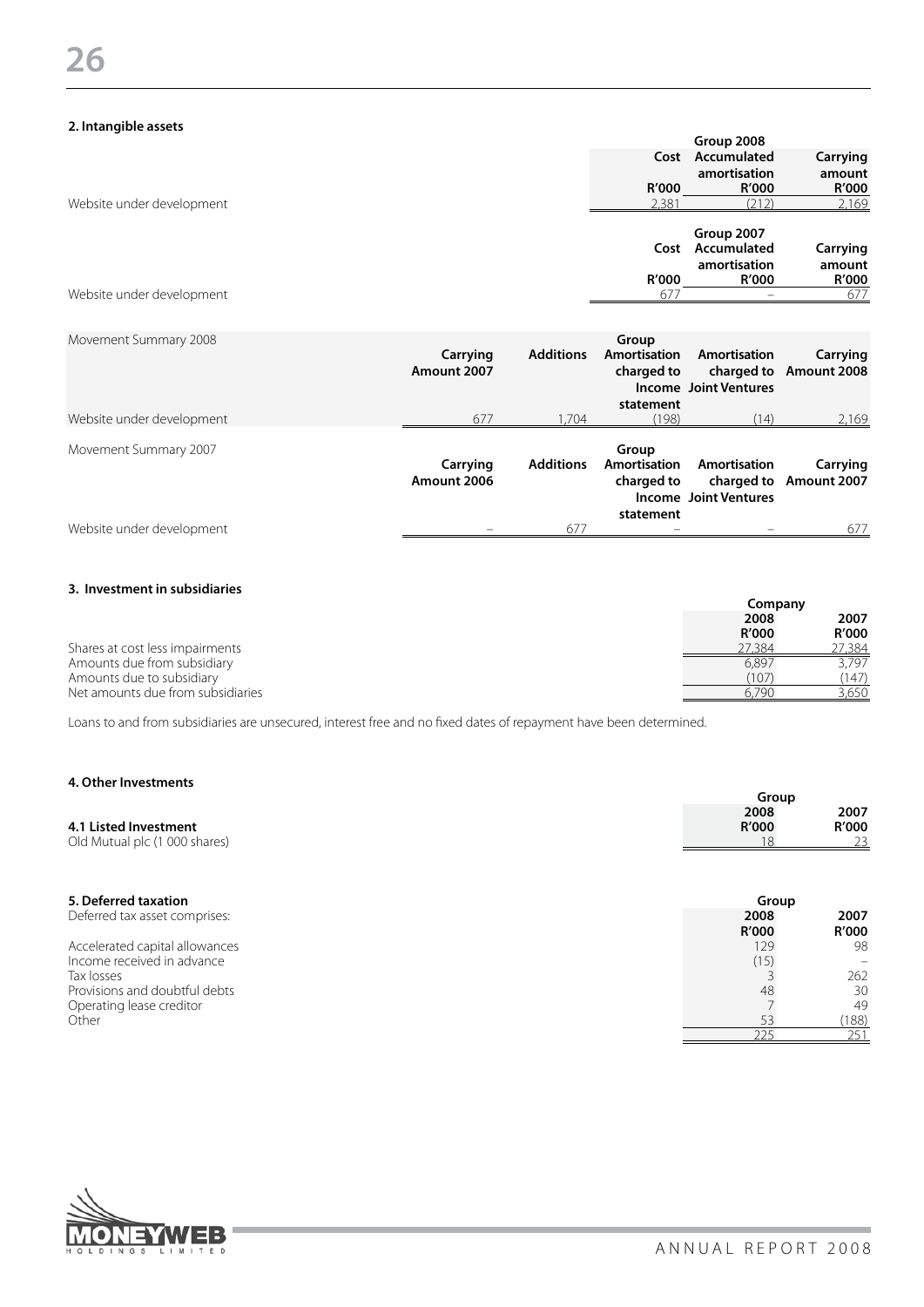## 2. Intangible assets

| | Group 2008 | | |
|---|---|---|---|
| | Cost | Accumulated amortisation | Carrying amount |
| | R'000 | R'000 | R'000 |
| Website under development | 2,381 | (212) | 2,169 |

| | Group 2007 | | |
|---|---|---|---|
| | Cost | Accumulated amortisation | Carrying amount |
| | R'000 | R'000 | R'000 |
| Website under development | 677 | – | 677 |

| Movement Summary 2008 | Carrying Amount 2007 | Additions | Group Amortisation charged to Income statement | Amortisation charged to Joint Ventures | Carrying Amount 2008 |
|---|---|---|---|---|---|
| Website under development | 677 | 1,704 | (198) | (14) | 2,169 |

| Movement Summary 2007 | Carrying Amount 2006 | Additions | Group Amortisation charged to Income statement | Amortisation charged to Joint Ventures | Carrying Amount 2007 |
|---|---|---|---|---|---|
| Website under development | – | 677 | – | – | 677 |

## 3. Investment in subsidiaries

| | Company | |
|---|---|---|
| | 2008 | 2007 |
| | R'000 | R'000 |
| Shares at cost less impairments | 27,384 | 27,384 |
| Amounts due from subsidiary | 6,897 | 3,797 |
| Amounts due to subsidiary | (107) | (147) |
| Net amounts due from subsidiaries | 6,790 | 3,650 |

Loans to and from subsidiaries are unsecured, interest free and no fixed dates of repayment have been determined.

## 4. Other Investments

| | Group | |
|---|---|---|
| **4.1 Listed Investment** | 2008 R'000 | 2007 R'000 |
| Old Mutual plc (1 000 shares) | 18 | 23 |

## 5. Deferred taxation

| Deferred tax asset comprises: | Group | |
|---|---|---|
| | 2008 | 2007 |
| | R'000 | R'000 |
| Accelerated capital allowances | 129 | 98 |
| Income received in advance | (15) | – |
| Tax losses | 3 | 262 |
| Provisions and doubtful debts | 48 | 30 |
| Operating lease creditor | 7 | 49 |
| Other | 53 | (188) |
| | 225 | 251 |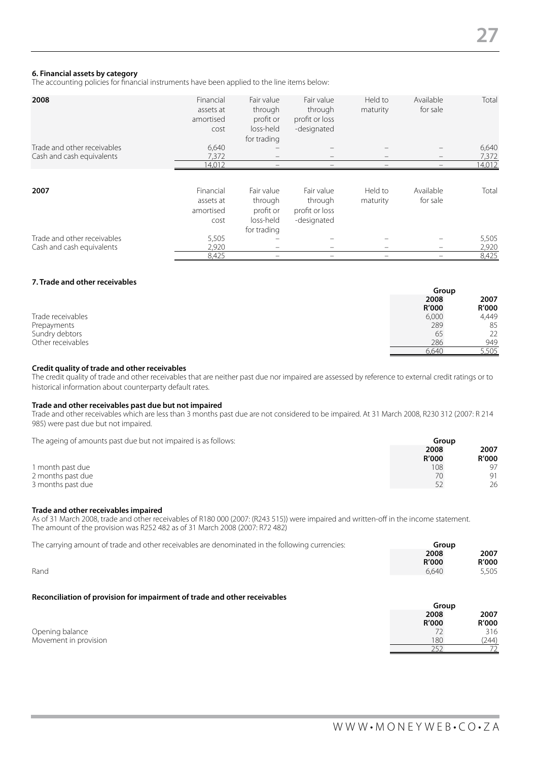### 6. Financial assets by category

The accounting policies for financial instruments have been applied to the line items below:

| 2008 | Financial assets at amortised cost | Fair value through profit or loss-held for trading | Fair value through profit or loss -designated | Held to maturity | Available for sale | Total |
|---|---|---|---|---|---|---|
| Trade and other receivables | 6,640 | – | – | – | – | 6,640 |
| Cash and cash equivalents | 7,372 | – | – | – | – | 7,372 |
| | 14,012 | – | – | – | – | 14,012 |

| 2007 | Financial assets at amortised cost | Fair value through profit or loss-held for trading | Fair value through profit or loss -designated | Held to maturity | Available for sale | Total |
|---|---|---|---|---|---|---|
| Trade and other receivables | 5,505 | – | – | – | – | 5,505 |
| Cash and cash equivalents | 2,920 | – | – | – | – | 2,920 |
| | 8,425 | – | – | – | – | 8,425 |

### 7. Trade and other receivables

| | Group | |
|---|---|---|
| | **2008** | **2007** |
| | **R'000** | **R'000** |
| Trade receivables | 6,000 | 4,449 |
| Prepayments | 289 | 85 |
| Sundry debtors | 65 | 22 |
| Other receivables | 286 | 949 |
| | 6,640 | 5,505 |

**Credit quality of trade and other receivables**

The credit quality of trade and other receivables that are neither past due nor impaired are assessed by reference to external credit ratings or to historical information about counterparty default rates.

**Trade and other receivables past due but not impaired**

Trade and other receivables which are less than 3 months past due are not considered to be impaired. At 31 March 2008, R230 312 (2007: R 214 985) were past due but not impaired.

The ageing of amounts past due but not impaired is as follows:

| | Group | |
|---|---|---|
| | **2008** | **2007** |
| | **R'000** | **R'000** |
| 1 month past due | 108 | 97 |
| 2 months past due | 70 | 91 |
| 3 months past due | 52 | 26 |

**Trade and other receivables impaired**

As of 31 March 2008, trade and other receivables of R180 000 (2007: (R243 515)) were impaired and written-off in the income statement. The amount of the provision was R252 482 as of 31 March 2008 (2007: R72 482)

The carrying amount of trade and other receivables are denominated in the following currencies:

| | Group | |
|---|---|---|
| | **2008** | **2007** |
| | **R'000** | **R'000** |
| Rand | 6,640 | 5,505 |

**Reconciliation of provision for impairment of trade and other receivables**

| | Group | |
|---|---|---|
| | **2008** | **2007** |
| | **R'000** | **R'000** |
| Opening balance | 72 | 316 |
| Movement in provision | 180 | (244) |
| | 252 | 72 |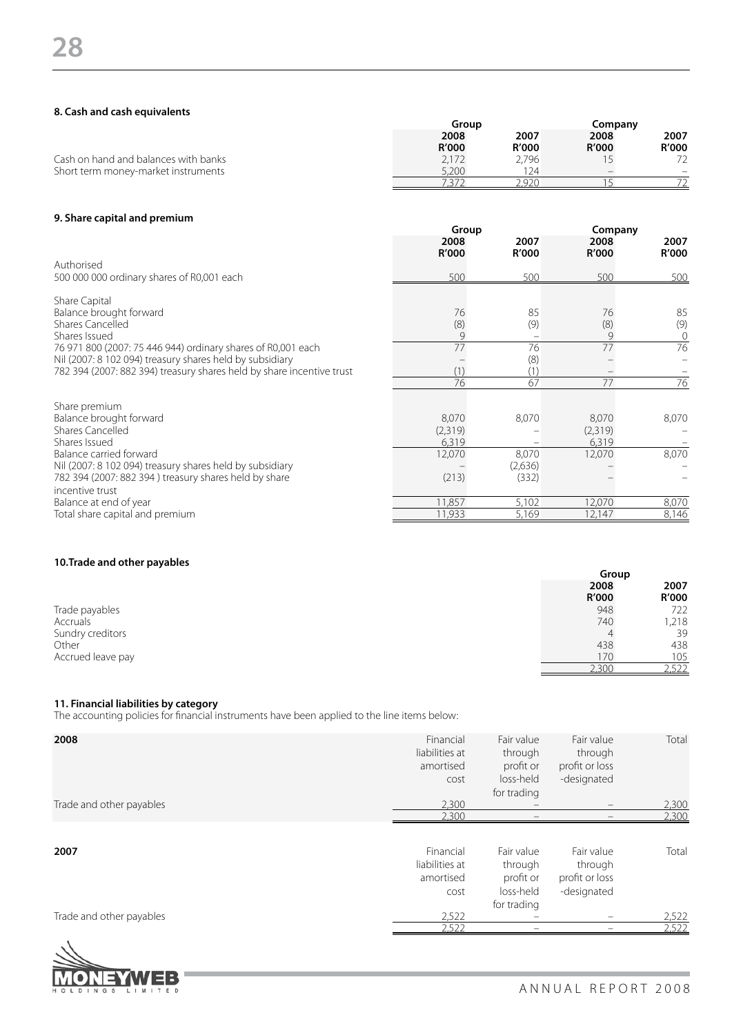### 8. Cash and cash equivalents

| | Group | | Company | |
|---|---|---|---|---|
| | 2008 R'000 | 2007 R'000 | 2008 R'000 | 2007 R'000 |
| Cash on hand and balances with banks | 2,172 | 2,796 | 15 | 72 |
| Short term money-market instruments | 5,200 | 124 | – | – |
| | 7,372 | 2,920 | 15 | 72 |

### 9. Share capital and premium

| | Group | | Company | |
|---|---|---|---|---|
| | 2008 R'000 | 2007 R'000 | 2008 R'000 | 2007 R'000 |
| Authorised | | | | |
| 500 000 000 ordinary shares of R0,001 each | 500 | 500 | 500 | 500 |
| Share Capital | | | | |
| Balance brought forward | 76 | 85 | 76 | 85 |
| Shares Cancelled | (8) | (9) | (8) | (9) |
| Shares Issued | 9 | – | 9 | 0 |
| 76 971 800 (2007: 75 446 944) ordinary shares of R0,001 each | 77 | 76 | 77 | 76 |
| Nil (2007: 8 102 094) treasury shares held by subsidiary | – | (8) | – | – |
| 782 394 (2007: 882 394) treasury shares held by share incentive trust | (1) | (1) | – | – |
| | 76 | 67 | 77 | 76 |
| Share premium | | | | |
| Balance brought forward | 8,070 | 8,070 | 8,070 | 8,070 |
| Shares Cancelled | (2,319) | – | (2,319) | – |
| Shares Issued | 6,319 | – | 6,319 | – |
| Balance carried forward | 12,070 | 8,070 | 12,070 | 8,070 |
| Nil (2007: 8 102 094) treasury shares held by subsidiary | – | (2,636) | – | – |
| 782 394 (2007: 882 394 ) treasury shares held by share incentive trust | (213) | (332) | – | – |
| Balance at end of year | 11,857 | 5,102 | 12,070 | 8,070 |
| Total share capital and premium | 11,933 | 5,169 | 12,147 | 8,146 |

### 10. Trade and other payables

| | Group | |
|---|---|---|
| | 2008 R'000 | 2007 R'000 |
| Trade payables | 948 | 722 |
| Accruals | 740 | 1,218 |
| Sundry creditors | 4 | 39 |
| Other | 438 | 438 |
| Accrued leave pay | 170 | 105 |
| | 2,300 | 2,522 |

### 11. Financial liabilities by category

The accounting policies for financial instruments have been applied to the line items below:

| 2008 | Financial liabilities at amortised cost | Fair value through profit or loss-held for trading | Fair value through profit or loss -designated | Total |
|---|---|---|---|---|
| Trade and other payables | 2,300 | – | – | 2,300 |
| | 2,300 | – | – | 2,300 |

| 2007 | Financial liabilities at amortised cost | Fair value through profit or loss-held for trading | Fair value through profit or loss -designated | Total |
|---|---|---|---|---|
| Trade and other payables | 2,522 | – | – | 2,522 |
| | 2,522 | – | – | 2,522 |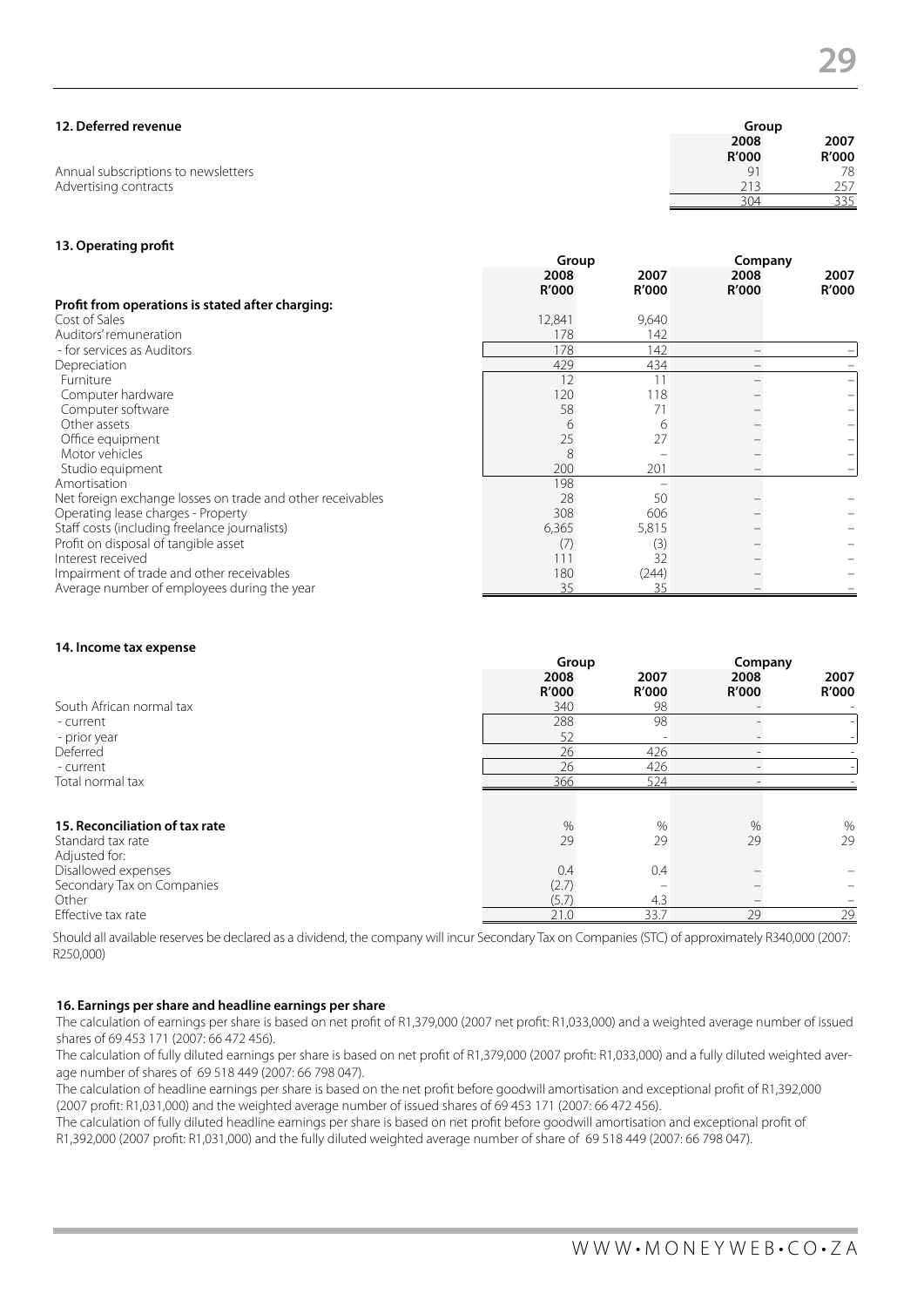### 12. Deferred revenue

| | Group | |
|---|---|---|
| | 2008 R'000 | 2007 R'000 |
| Annual subscriptions to newsletters | 91 | 78 |
| Advertising contracts | 213 | 257 |
| | 304 | 335 |

### 13. Operating profit

| | Group | | Company | |
|---|---|---|---|---|
| | 2008 R'000 | 2007 R'000 | 2008 R'000 | 2007 R'000 |
| **Profit from operations is stated after charging:** | | | | |
| Cost of Sales | 12,841 | 9,640 | | |
| Auditors' remuneration | 178 | 142 | | |
| - for services as Auditors | 178 | 142 | – | – |
| Depreciation | 429 | 434 | – | – |
| Furniture | 12 | 11 | – | – |
| Computer hardware | 120 | 118 | – | – |
| Computer software | 58 | 71 | – | – |
| Other assets | 6 | 6 | – | – |
| Office equipment | 25 | 27 | – | – |
| Motor vehicles | 8 | – | – | – |
| Studio equipment | 200 | 201 | – | – |
| Amortisation | 198 | – | | |
| Net foreign exchange losses on trade and other receivables | 28 | 50 | – | – |
| Operating lease charges - Property | 308 | 606 | – | – |
| Staff costs (including freelance journalists) | 6,365 | 5,815 | – | – |
| Profit on disposal of tangible asset | (7) | (3) | – | – |
| Interest received | 111 | 32 | – | – |
| Impairment of trade and other receivables | 180 | (244) | – | – |
| Average number of employees during the year | 35 | 35 | – | – |

### 14. Income tax expense

| | Group | | Company | |
|---|---|---|---|---|
| | 2008 R'000 | 2007 R'000 | 2008 R'000 | 2007 R'000 |
| South African normal tax | 340 | 98 | - | - |
| - current | 288 | 98 | - | - |
| - prior year | 52 | - | - | - |
| Deferred | 26 | 426 | - | - |
| - current | 26 | 426 | - | - |
| Total normal tax | 366 | 524 | - | - |

### 15. Reconciliation of tax rate

| | % | % | % | % |
|---|---|---|---|---|
| Standard tax rate | 29 | 29 | 29 | 29 |
| Adjusted for: | | | | |
| Disallowed expenses | 0.4 | 0.4 | – | – |
| Secondary Tax on Companies | (2.7) | – | – | – |
| Other | (5.7) | 4.3 | – | – |
| Effective tax rate | 21.0 | 33.7 | 29 | 29 |

Should all available reserves be declared as a dividend, the company will incur Secondary Tax on Companies (STC) of approximately R340,000 (2007: R250,000)

### 16. Earnings per share and headline earnings per share

The calculation of earnings per share is based on net profit of R1,379,000 (2007 net profit: R1,033,000) and a weighted average number of issued shares of 69 453 171 (2007: 66 472 456).

The calculation of fully diluted earnings per share is based on net profit of R1,379,000 (2007 profit: R1,033,000) and a fully diluted weighted average number of shares of 69 518 449 (2007: 66 798 047).

The calculation of headline earnings per share is based on the net profit before goodwill amortisation and exceptional profit of R1,392,000 (2007 profit: R1,031,000) and the weighted average number of issued shares of 69 453 171 (2007: 66 472 456).

The calculation of fully diluted headline earnings per share is based on net profit before goodwill amortisation and exceptional profit of R1,392,000 (2007 profit: R1,031,000) and the fully diluted weighted average number of share of 69 518 449 (2007: 66 798 047).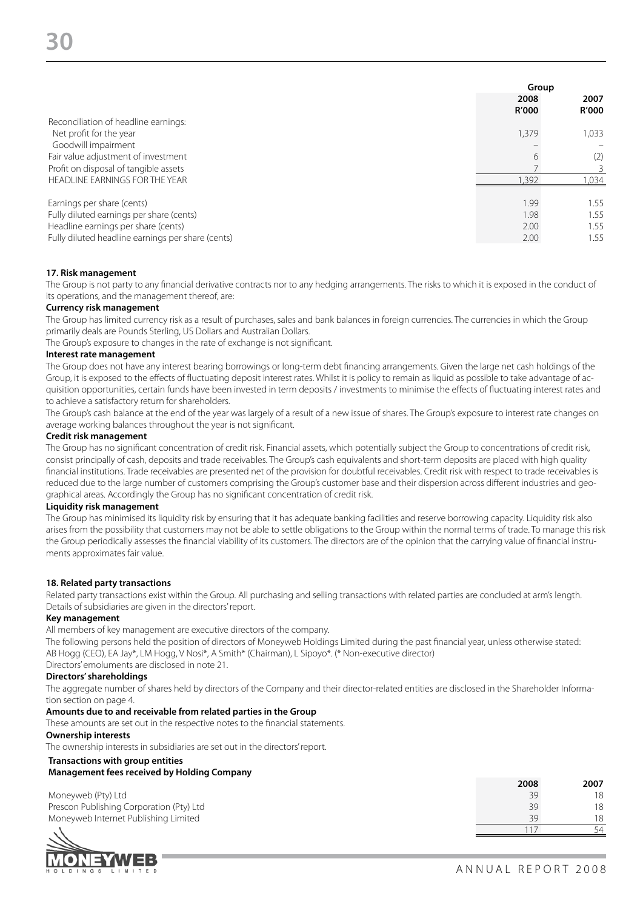| | Group | |
|---|---|---|
| | 2008 | 2007 |
| | R'000 | R'000 |
| Reconciliation of headline earnings: | | |
| Net profit for the year | 1,379 | 1,033 |
| Goodwill impairment | – | – |
| Fair value adjustment of investment | 6 | (2) |
| Profit on disposal of tangible assets | 7 | 3 |
| HEADLINE EARNINGS FOR THE YEAR | 1,392 | 1,034 |
| | | |
| Earnings per share (cents) | 1.99 | 1.55 |
| Fully diluted earnings per share (cents) | 1.98 | 1.55 |
| Headline earnings per share (cents) | 2.00 | 1.55 |
| Fully diluted headline earnings per share (cents) | 2.00 | 1.55 |

## 17. Risk management

The Group is not party to any financial derivative contracts nor to any hedging arrangements. The risks to which it is exposed in the conduct of its operations, and the management thereof, are:

**Currency risk management**

The Group has limited currency risk as a result of purchases, sales and bank balances in foreign currencies. The currencies in which the Group primarily deals are Pounds Sterling, US Dollars and Australian Dollars.

The Group's exposure to changes in the rate of exchange is not significant.

**Interest rate management**

The Group does not have any interest bearing borrowings or long-term debt financing arrangements. Given the large net cash holdings of the Group, it is exposed to the effects of fluctuating deposit interest rates. Whilst it is policy to remain as liquid as possible to take advantage of acquisition opportunities, certain funds have been invested in term deposits / investments to minimise the effects of fluctuating interest rates and to achieve a satisfactory return for shareholders.

The Group's cash balance at the end of the year was largely of a result of a new issue of shares. The Group's exposure to interest rate changes on average working balances throughout the year is not significant.

**Credit risk management**

The Group has no significant concentration of credit risk. Financial assets, which potentially subject the Group to concentrations of credit risk, consist principally of cash, deposits and trade receivables. The Group's cash equivalents and short-term deposits are placed with high quality financial institutions. Trade receivables are presented net of the provision for doubtful receivables. Credit risk with respect to trade receivables is reduced due to the large number of customers comprising the Group's customer base and their dispersion across different industries and geographical areas. Accordingly the Group has no significant concentration of credit risk.

**Liquidity risk management**

The Group has minimised its liquidity risk by ensuring that it has adequate banking facilities and reserve borrowing capacity. Liquidity risk also arises from the possibility that customers may not be able to settle obligations to the Group within the normal terms of trade. To manage this risk the Group periodically assesses the financial viability of its customers. The directors are of the opinion that the carrying value of financial instruments approximates fair value.

## 18. Related party transactions

Related party transactions exist within the Group. All purchasing and selling transactions with related parties are concluded at arm's length. Details of subsidiaries are given in the directors' report.

**Key management**

All members of key management are executive directors of the company.

The following persons held the position of directors of Moneyweb Holdings Limited during the past financial year, unless otherwise stated: AB Hogg (CEO), EA Jay*, LM Hogg, V Nosi*, A Smith* (Chairman), L Sipoyo*. (* Non-executive director)

Directors' emoluments are disclosed in note 21.

**Directors' shareholdings**

The aggregate number of shares held by directors of the Company and their director-related entities are disclosed in the Shareholder Information section on page 4.

**Amounts due to and receivable from related parties in the Group**

These amounts are set out in the respective notes to the financial statements.

**Ownership interests**

The ownership interests in subsidiaries are set out in the directors' report.

**Transactions with group entities**
**Management fees received by Holding Company**

| | 2008 | 2007 |
|---|---|---|
| Moneyweb (Pty) Ltd | 39 | 18 |
| Prescon Publishing Corporation (Pty) Ltd | 39 | 18 |
| Moneyweb Internet Publishing Limited | 39 | 18 |
| | 117 | 54 |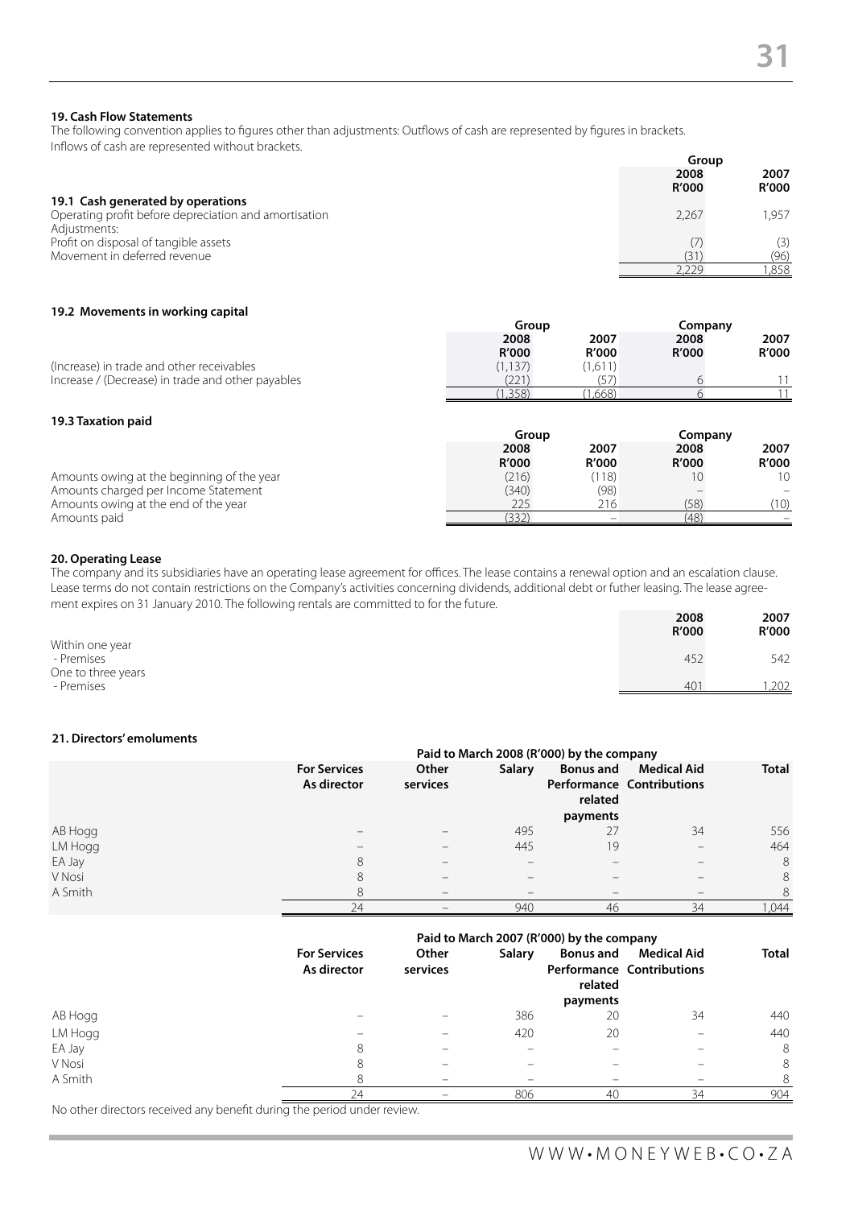## 19. Cash Flow Statements

The following convention applies to figures other than adjustments: Outflows of cash are represented by figures in brackets. Inflows of cash are represented without brackets.

| | Group | |
|---|---|---|
| | **2008 R'000** | **2007 R'000** |
| **19.1 Cash generated by operations** | | |
| Operating profit before depreciation and amortisation | 2,267 | 1,957 |
| Adjustments: | | |
| Profit on disposal of tangible assets | (7) | (3) |
| Movement in deferred revenue | (31) | (96) |
| | 2,229 | 1,858 |

### 19.2 Movements in working capital

| | Group | | Company | |
|---|---|---|---|---|
| | **2008 R'000** | **2007 R'000** | **2008 R'000** | **2007 R'000** |
| (Increase) in trade and other receivables | (1,137) | (1,611) | | |
| Increase / (Decrease) in trade and other payables | (221) | (57) | 6 | 11 |
| | (1,358) | (1,668) | 6 | 11 |

### 19.3 Taxation paid

| | Group | | Company | |
|---|---|---|---|---|
| | **2008 R'000** | **2007 R'000** | **2008 R'000** | **2007 R'000** |
| Amounts owing at the beginning of the year | (216) | (118) | 10 | 10 |
| Amounts charged per Income Statement | (340) | (98) | – | – |
| Amounts owing at the end of the year | 225 | 216 | (58) | (10) |
| Amounts paid | (332) | – | (48) | – |

## 20. Operating Lease

The company and its subsidiaries have an operating lease agreement for offices. The lease contains a renewal option and an escalation clause. Lease terms do not contain restrictions on the Company's activities concerning dividends, additional debt or futher leasing. The lease agreement expires on 31 January 2010. The following rentals are committed to for the future.

| | **2008 R'000** | **2007 R'000** |
|---|---|---|
| Within one year | | |
| - Premises | 452 | 542 |
| One to three years | | |
| - Premises | 401 | 1,202 |

## 21. Directors' emoluments

| | Paid to March 2008 (R'000) by the company | | | | | |
|---|---|---|---|---|---|---|
| | **For Services As director** | **Other services** | **Salary** | **Bonus and Performance related payments** | **Medical Aid Contributions** | **Total** |
| AB Hogg | – | – | 495 | 27 | 34 | 556 |
| LM Hogg | – | – | 445 | 19 | – | 464 |
| EA Jay | 8 | – | – | – | – | 8 |
| V Nosi | 8 | – | – | – | – | 8 |
| A Smith | 8 | – | – | – | – | 8 |
| | 24 | – | 940 | 46 | 34 | 1,044 |

| | Paid to March 2007 (R'000) by the company | | | | | |
|---|---|---|---|---|---|---|
| | **For Services As director** | **Other services** | **Salary** | **Bonus and Performance related payments** | **Medical Aid Contributions** | **Total** |
| AB Hogg | – | – | 386 | 20 | 34 | 440 |
| LM Hogg | – | – | 420 | 20 | – | 440 |
| EA Jay | 8 | – | – | – | – | 8 |
| V Nosi | 8 | – | – | – | – | 8 |
| A Smith | 8 | – | – | – | – | 8 |
| | 24 | – | 806 | 40 | 34 | 904 |

No other directors received any benefit during the period under review.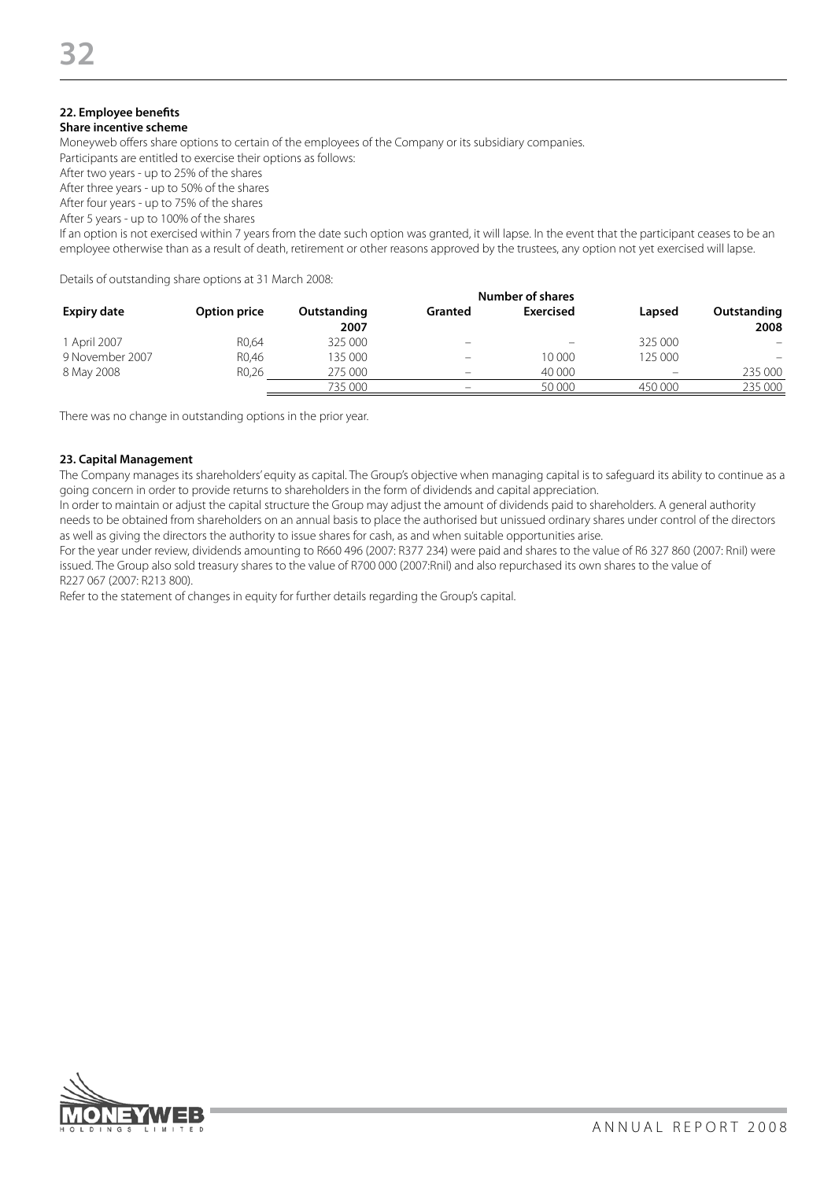### 22. Employee benefits

**Share incentive scheme**

Moneyweb offers share options to certain of the employees of the Company or its subsidiary companies.

Participants are entitled to exercise their options as follows:

After two years - up to 25% of the shares

After three years - up to 50% of the shares

After four years - up to 75% of the shares

After 5 years - up to 100% of the shares

If an option is not exercised within 7 years from the date such option was granted, it will lapse. In the event that the participant ceases to be an employee otherwise than as a result of death, retirement or other reasons approved by the trustees, any option not yet exercised will lapse.

Details of outstanding share options at 31 March 2008:

| | | Number of shares | | | | |
|---|---|---|---|---|---|---|
| **Expiry date** | **Option price** | **Outstanding 2007** | **Granted** | **Exercised** | **Lapsed** | **Outstanding 2008** |
| 1 April 2007 | R0,64 | 325 000 | – | – | 325 000 | – |
| 9 November 2007 | R0,46 | 135 000 | – | 10 000 | 125 000 | – |
| 8 May 2008 | R0,26 | 275 000 | – | 40 000 | – | 235 000 |
| | | 735 000 | – | 50 000 | 450 000 | 235 000 |

There was no change in outstanding options in the prior year.

### 23. Capital Management

The Company manages its shareholders' equity as capital. The Group's objective when managing capital is to safeguard its ability to continue as a going concern in order to provide returns to shareholders in the form of dividends and capital appreciation.

In order to maintain or adjust the capital structure the Group may adjust the amount of dividends paid to shareholders. A general authority needs to be obtained from shareholders on an annual basis to place the authorised but unissued ordinary shares under control of the directors as well as giving the directors the authority to issue shares for cash, as and when suitable opportunities arise.

For the year under review, dividends amounting to R660 496 (2007: R377 234) were paid and shares to the value of R6 327 860 (2007: Rnil) were issued. The Group also sold treasury shares to the value of R700 000 (2007:Rnil) and also repurchased its own shares to the value of R227 067 (2007: R213 800).

Refer to the statement of changes in equity for further details regarding the Group's capital.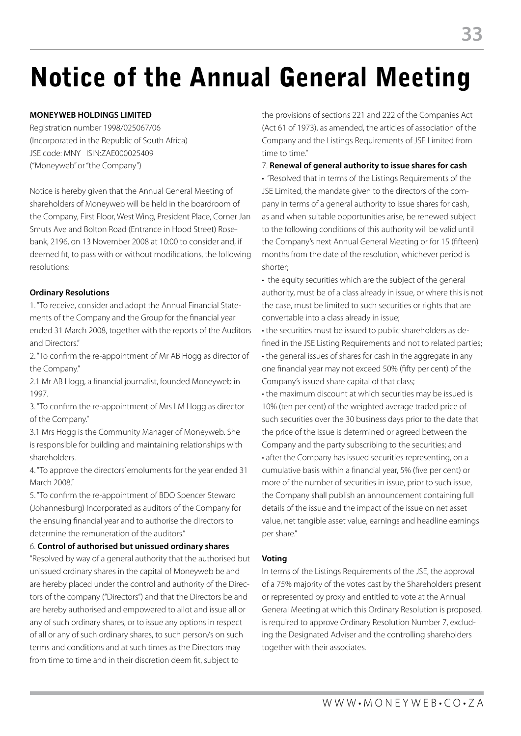# Notice of the Annual General Meeting

**MONEYWEB HOLDINGS LIMITED**
Registration number 1998/025067/06
(Incorporated in the Republic of South Africa)
JSE code: MNY ISIN:ZAE000025409
("Moneyweb" or "the Company")

Notice is hereby given that the Annual General Meeting of shareholders of Moneyweb will be held in the boardroom of the Company, First Floor, West Wing, President Place, Corner Jan Smuts Ave and Bolton Road (Entrance in Hood Street) Rosebank, 2196, on 13 November 2008 at 10:00 to consider and, if deemed fit, to pass with or without modifications, the following resolutions:

**Ordinary Resolutions**

1. "To receive, consider and adopt the Annual Financial Statements of the Company and the Group for the financial year ended 31 March 2008, together with the reports of the Auditors and Directors."

2. "To confirm the re-appointment of Mr AB Hogg as director of the Company."

2.1 Mr AB Hogg, a financial journalist, founded Moneyweb in 1997.

3. "To confirm the re-appointment of Mrs LM Hogg as director of the Company."

3.1 Mrs Hogg is the Community Manager of Moneyweb. She is responsible for building and maintaining relationships with shareholders.

4. "To approve the directors' emoluments for the year ended 31 March 2008."

5. "To confirm the re-appointment of BDO Spencer Steward (Johannesburg) Incorporated as auditors of the Company for the ensuing financial year and to authorise the directors to determine the remuneration of the auditors."

6. **Control of authorised but unissued ordinary shares**

"Resolved by way of a general authority that the authorised but unissued ordinary shares in the capital of Moneyweb be and are hereby placed under the control and authority of the Directors of the company ("Directors") and that the Directors be and are hereby authorised and empowered to allot and issue all or any of such ordinary shares, or to issue any options in respect of all or any of such ordinary shares, to such person/s on such terms and conditions and at such times as the Directors may from time to time and in their discretion deem fit, subject to the provisions of sections 221 and 222 of the Companies Act (Act 61 of 1973), as amended, the articles of association of the Company and the Listings Requirements of JSE Limited from time to time."

7. **Renewal of general authority to issue shares for cash**

- "Resolved that in terms of the Listings Requirements of the JSE Limited, the mandate given to the directors of the company in terms of a general authority to issue shares for cash, as and when suitable opportunities arise, be renewed subject to the following conditions of this authority will be valid until the Company's next Annual General Meeting or for 15 (fifteen) months from the date of the resolution, whichever period is shorter;
- the equity securities which are the subject of the general authority, must be of a class already in issue, or where this is not the case, must be limited to such securities or rights that are convertable into a class already in issue;
- the securities must be issued to public shareholders as defined in the JSE Listing Requirements and not to related parties;
- the general issues of shares for cash in the aggregate in any one financial year may not exceed 50% (fifty per cent) of the Company's issued share capital of that class;
- the maximum discount at which securities may be issued is 10% (ten per cent) of the weighted average traded price of such securities over the 30 business days prior to the date that the price of the issue is determined or agreed between the Company and the party subscribing to the securities; and
- after the Company has issued securities representing, on a cumulative basis within a financial year, 5% (five per cent) or more of the number of securities in issue, prior to such issue, the Company shall publish an announcement containing full details of the issue and the impact of the issue on net asset value, net tangible asset value, earnings and headline earnings per share."

**Voting**

In terms of the Listings Requirements of the JSE, the approval of a 75% majority of the votes cast by the Shareholders present or represented by proxy and entitled to vote at the Annual General Meeting at which this Ordinary Resolution is proposed, is required to approve Ordinary Resolution Number 7, excluding the Designated Adviser and the controlling shareholders together with their associates.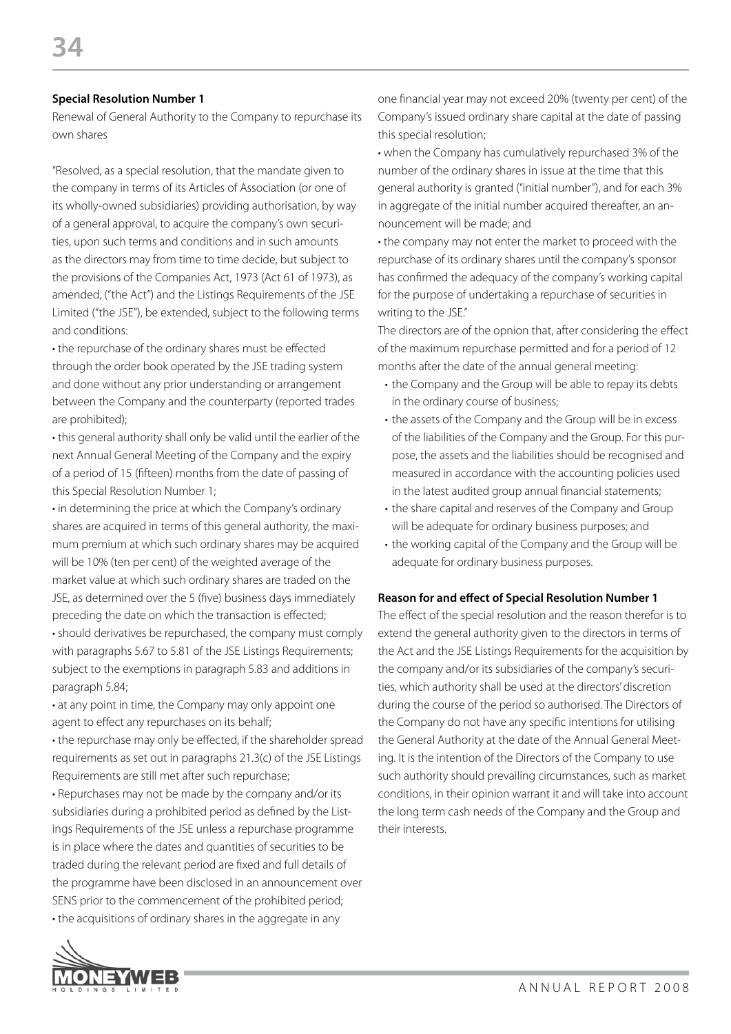**Special Resolution Number 1**

Renewal of General Authority to the Company to repurchase its own shares

"Resolved, as a special resolution, that the mandate given to the company in terms of its Articles of Association (or one of its wholly-owned subsidiaries) providing authorisation, by way of a general approval, to acquire the company's own securities, upon such terms and conditions and in such amounts as the directors may from time to time decide, but subject to the provisions of the Companies Act, 1973 (Act 61 of 1973), as amended, ("the Act") and the Listings Requirements of the JSE Limited ("the JSE"), be extended, subject to the following terms and conditions:

• the repurchase of the ordinary shares must be effected through the order book operated by the JSE trading system and done without any prior understanding or arrangement between the Company and the counterparty (reported trades are prohibited);

• this general authority shall only be valid until the earlier of the next Annual General Meeting of the Company and the expiry of a period of 15 (fifteen) months from the date of passing of this Special Resolution Number 1;

• in determining the price at which the Company's ordinary shares are acquired in terms of this general authority, the maximum premium at which such ordinary shares may be acquired will be 10% (ten per cent) of the weighted average of the market value at which such ordinary shares are traded on the JSE, as determined over the 5 (five) business days immediately preceding the date on which the transaction is effected;

• should derivatives be repurchased, the company must comply with paragraphs 5.67 to 5.81 of the JSE Listings Requirements; subject to the exemptions in paragraph 5.83 and additions in paragraph 5.84;

• at any point in time, the Company may only appoint one agent to effect any repurchases on its behalf;

• the repurchase may only be effected, if the shareholder spread requirements as set out in paragraphs 21.3(c) of the JSE Listings Requirements are still met after such repurchase;

• Repurchases may not be made by the company and/or its subsidiaries during a prohibited period as defined by the Listings Requirements of the JSE unless a repurchase programme is in place where the dates and quantities of securities to be traded during the relevant period are fixed and full details of the programme have been disclosed in an announcement over SENS prior to the commencement of the prohibited period;

• the acquisitions of ordinary shares in the aggregate in any one financial year may not exceed 20% (twenty per cent) of the Company's issued ordinary share capital at the date of passing this special resolution;

• when the Company has cumulatively repurchased 3% of the number of the ordinary shares in issue at the time that this general authority is granted ("initial number"), and for each 3% in aggregate of the initial number acquired thereafter, an announcement will be made; and

• the company may not enter the market to proceed with the repurchase of its ordinary shares until the company's sponsor has confirmed the adequacy of the company's working capital for the purpose of undertaking a repurchase of securities in writing to the JSE."

The directors are of the opnion that, after considering the effect of the maximum repurchase permitted and for a period of 12 months after the date of the annual general meeting:

- the Company and the Group will be able to repay its debts in the ordinary course of business;
- the assets of the Company and the Group will be in excess of the liabilities of the Company and the Group. For this purpose, the assets and the liabilities should be recognised and measured in accordance with the accounting policies used in the latest audited group annual financial statements;
- the share capital and reserves of the Company and Group will be adequate for ordinary business purposes; and
- the working capital of the Company and the Group will be adequate for ordinary business purposes.

**Reason for and effect of Special Resolution Number 1**

The effect of the special resolution and the reason therefor is to extend the general authority given to the directors in terms of the Act and the JSE Listings Requirements for the acquisition by the company and/or its subsidiaries of the company's securities, which authority shall be used at the directors' discretion during the course of the period so authorised. The Directors of the Company do not have any specific intentions for utilising the General Authority at the date of the Annual General Meeting. It is the intention of the Directors of the Company to use such authority should prevailing circumstances, such as market conditions, in their opinion warrant it and will take into account the long term cash needs of the Company and the Group and their interests.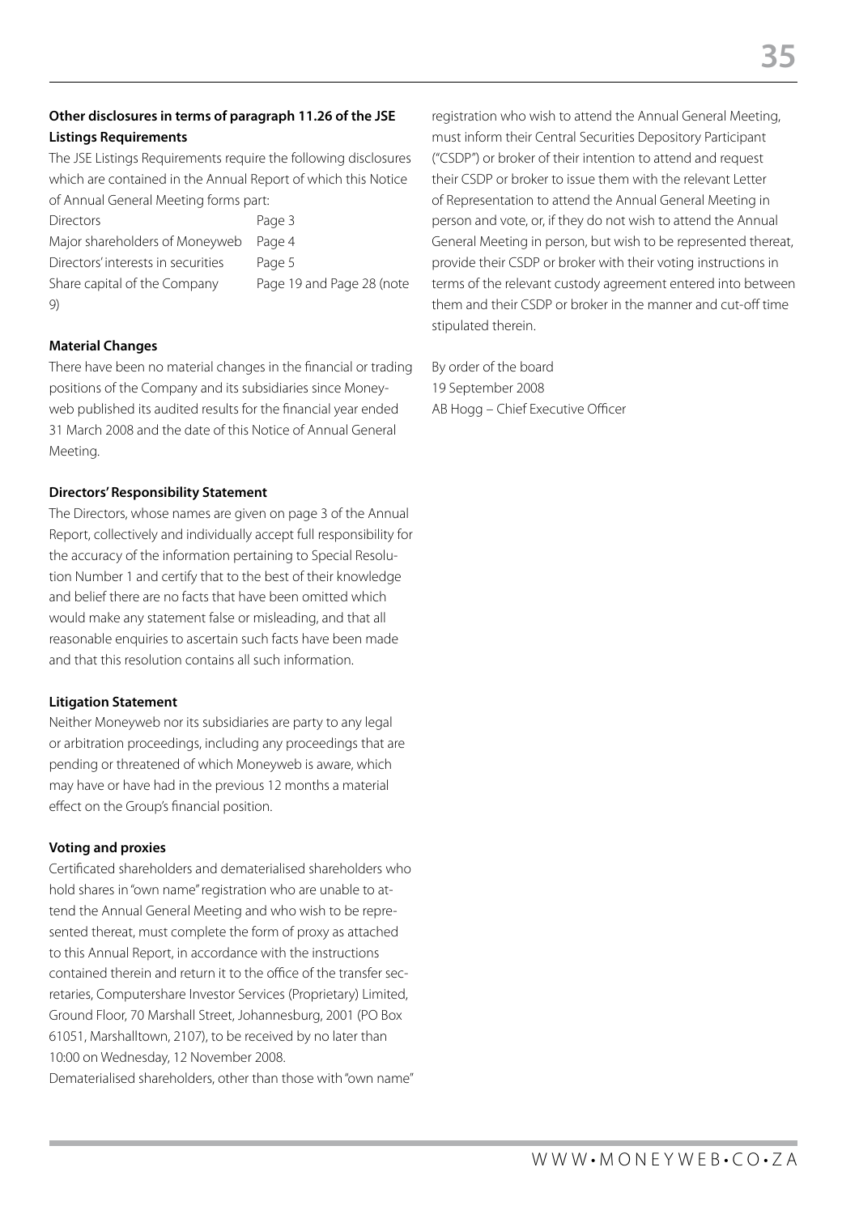**Other disclosures in terms of paragraph 11.26 of the JSE Listings Requirements**

The JSE Listings Requirements require the following disclosures which are contained in the Annual Report of which this Notice of Annual General Meeting forms part:

| | |
|---|---|
| Directors | Page 3 |
| Major shareholders of Moneyweb | Page 4 |
| Directors' interests in securities | Page 5 |
| Share capital of the Company | Page 19 and Page 28 (note 9) |

**Material Changes**

There have been no material changes in the financial or trading positions of the Company and its subsidiaries since Moneyweb published its audited results for the financial year ended 31 March 2008 and the date of this Notice of Annual General Meeting.

**Directors' Responsibility Statement**

The Directors, whose names are given on page 3 of the Annual Report, collectively and individually accept full responsibility for the accuracy of the information pertaining to Special Resolution Number 1 and certify that to the best of their knowledge and belief there are no facts that have been omitted which would make any statement false or misleading, and that all reasonable enquiries to ascertain such facts have been made and that this resolution contains all such information.

**Litigation Statement**

Neither Moneyweb nor its subsidiaries are party to any legal or arbitration proceedings, including any proceedings that are pending or threatened of which Moneyweb is aware, which may have or have had in the previous 12 months a material effect on the Group's financial position.

**Voting and proxies**

Certificated shareholders and dematerialised shareholders who hold shares in "own name" registration who are unable to attend the Annual General Meeting and who wish to be represented thereat, must complete the form of proxy as attached to this Annual Report, in accordance with the instructions contained therein and return it to the office of the transfer secretaries, Computershare Investor Services (Proprietary) Limited, Ground Floor, 70 Marshall Street, Johannesburg, 2001 (PO Box 61051, Marshalltown, 2107), to be received by no later than 10:00 on Wednesday, 12 November 2008.

Dematerialised shareholders, other than those with "own name" registration who wish to attend the Annual General Meeting, must inform their Central Securities Depository Participant ("CSDP") or broker of their intention to attend and request their CSDP or broker to issue them with the relevant Letter of Representation to attend the Annual General Meeting in person and vote, or, if they do not wish to attend the Annual General Meeting in person, but wish to be represented thereat, provide their CSDP or broker with their voting instructions in terms of the relevant custody agreement entered into between them and their CSDP or broker in the manner and cut-off time stipulated therein.

By order of the board
19 September 2008
AB Hogg – Chief Executive Officer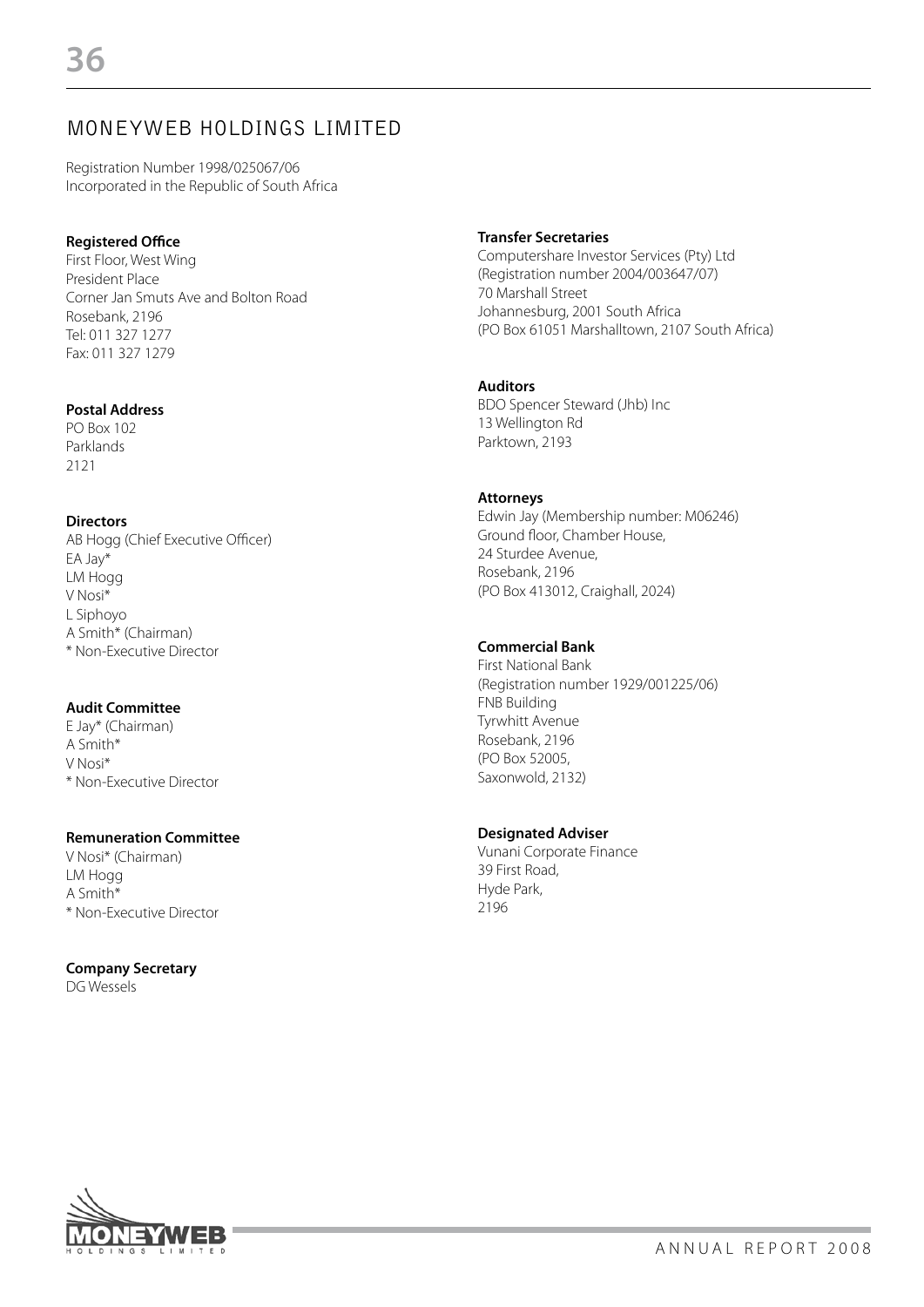# MONEYWEB HOLDINGS LIMITED

Registration Number 1998/025067/06
Incorporated in the Republic of South Africa

**Registered Office**
First Floor, West Wing
President Place
Corner Jan Smuts Ave and Bolton Road
Rosebank, 2196
Tel: 011 327 1277
Fax: 011 327 1279

**Postal Address**
PO Box 102
Parklands
2121

**Directors**
AB Hogg (Chief Executive Officer)
EA Jay*
LM Hogg
V Nosi*
L Siphoyo
A Smith* (Chairman)
* Non-Executive Director

**Audit Committee**
E Jay* (Chairman)
A Smith*
V Nosi*
* Non-Executive Director

**Remuneration Committee**
V Nosi* (Chairman)
LM Hogg
A Smith*
* Non-Executive Director

**Company Secretary**
DG Wessels

**Transfer Secretaries**
Computershare Investor Services (Pty) Ltd
(Registration number 2004/003647/07)
70 Marshall Street
Johannesburg, 2001 South Africa
(PO Box 61051 Marshalltown, 2107 South Africa)

**Auditors**
BDO Spencer Steward (Jhb) Inc
13 Wellington Rd
Parktown, 2193

**Attorneys**
Edwin Jay (Membership number: M06246)
Ground floor, Chamber House,
24 Sturdee Avenue,
Rosebank, 2196
(PO Box 413012, Craighall, 2024)

**Commercial Bank**
First National Bank
(Registration number 1929/001225/06)
FNB Building
Tyrwhitt Avenue
Rosebank, 2196
(PO Box 52005,
Saxonwold, 2132)

**Designated Adviser**
Vunani Corporate Finance
39 First Road,
Hyde Park,
2196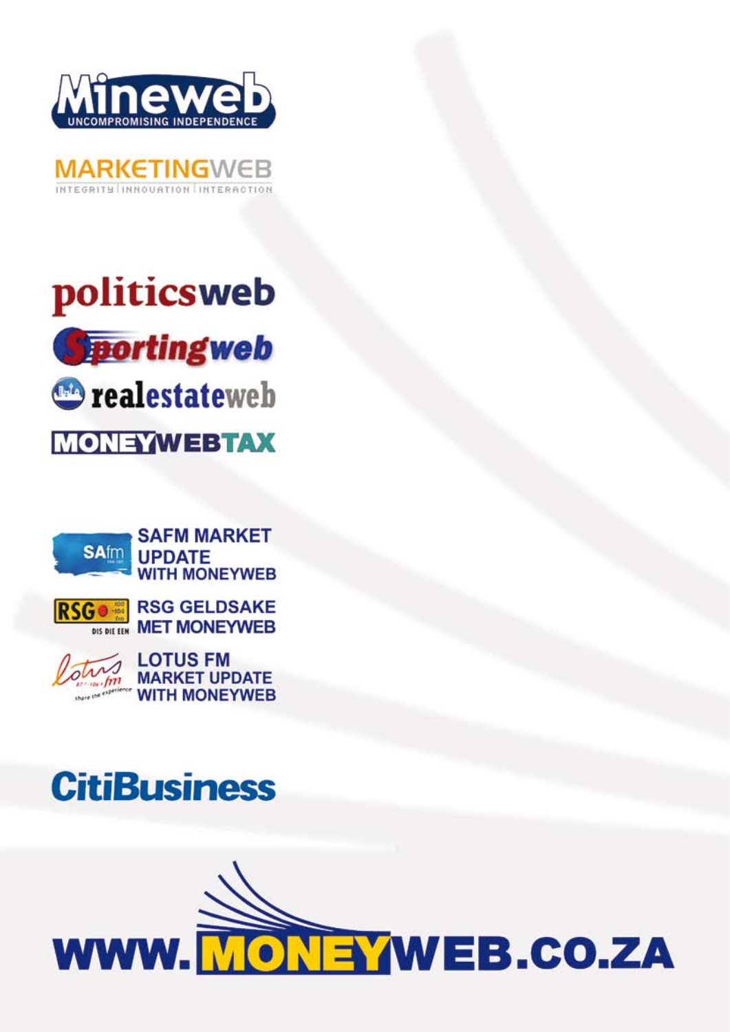Mineweb

UNCOMPROMISING INDEPENDENCE

MARKETINGWEB

INTEGRITY | INNOVATION | INTERACTION

politicsweb

Sportingweb

realestateweb

MONEYWEBTAX

SAfm

SAFM MARKET UPDATE WITH MONEYWEB

RSG

DIS DIE EEN

RSG GELDSAKE MET MONEYWEB

lotus fm

share the experience

LOTUS FM MARKET UPDATE WITH MONEYWEB

CitiBusiness

WWW.MONEYWEB.CO.ZA